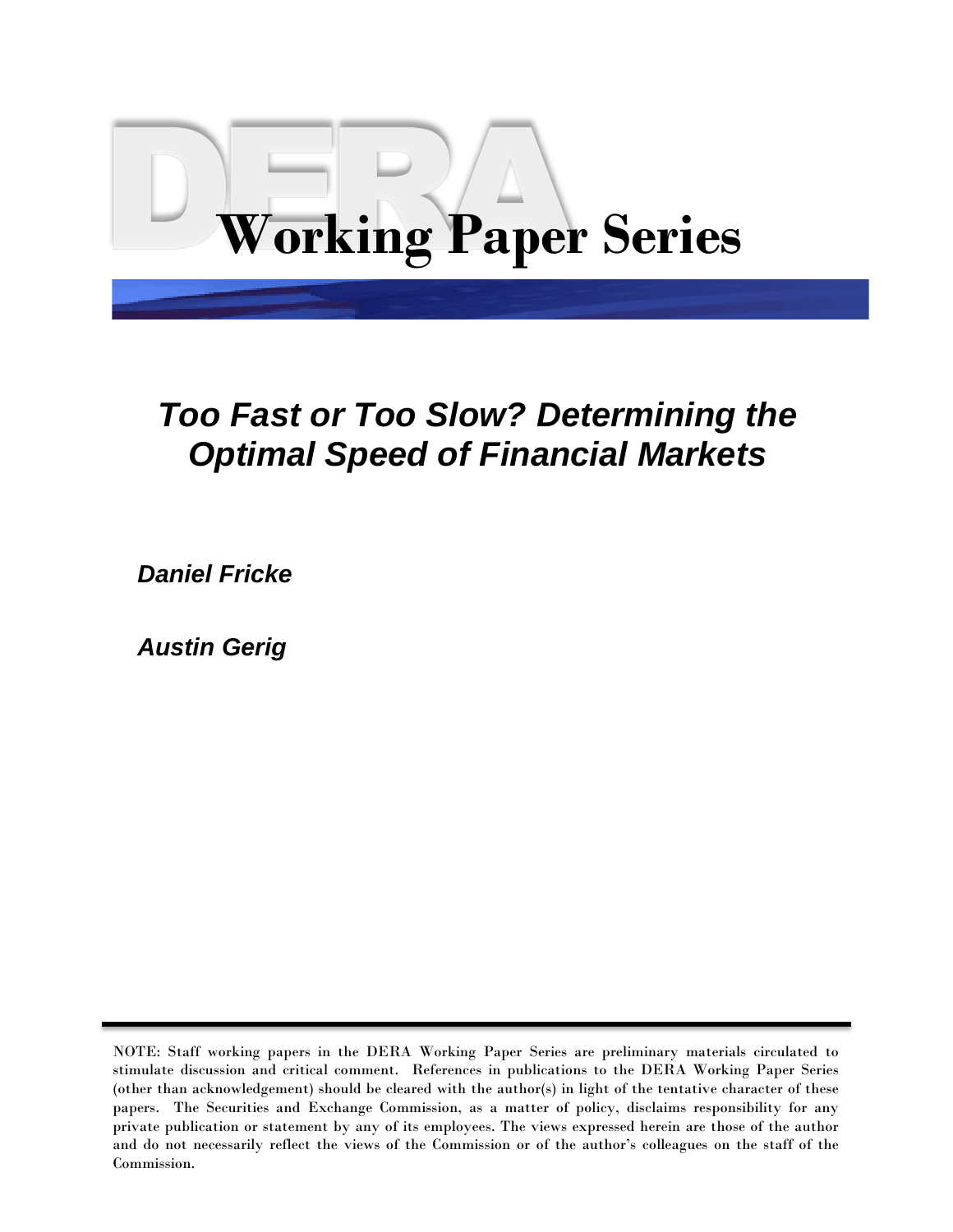# DERA Working Paper Series

## *Too Fast or Too Slow? Determining the Optimal Speed of Financial Markets*

***Daniel Fricke***

***Austin Gerig***

NOTE: Staff working papers in the DERA Working Paper Series are preliminary materials circulated to stimulate discussion and critical comment. References in publications to the DERA Working Paper Series (other than acknowledgement) should be cleared with the author(s) in light of the tentative character of these papers. The Securities and Exchange Commission, as a matter of policy, disclaims responsibility for any private publication or statement by any of its employees. The views expressed herein are those of the author and do not necessarily reflect the views of the Commission or of the author's colleagues on the staff of the Commission.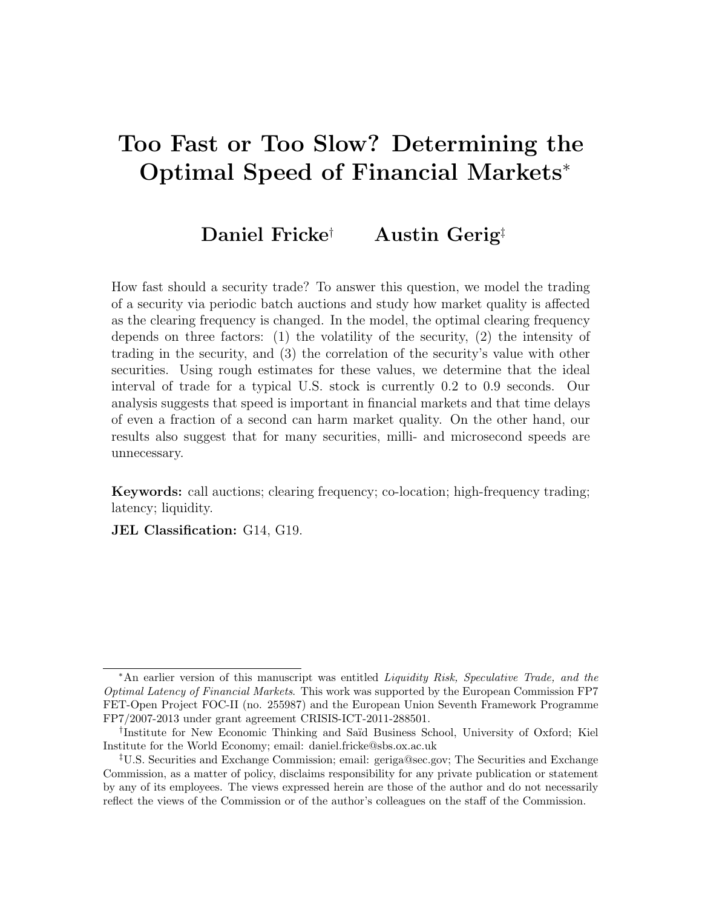# Too Fast or Too Slow? Determining the Optimal Speed of Financial Markets[*]

**Daniel Fricke[†]** **Austin Gerig[‡]**

How fast should a security trade? To answer this question, we model the trading of a security via periodic batch auctions and study how market quality is affected as the clearing frequency is changed. In the model, the optimal clearing frequency depends on three factors: (1) the volatility of the security, (2) the intensity of trading in the security, and (3) the correlation of the security's value with other securities. Using rough estimates for these values, we determine that the ideal interval of trade for a typical U.S. stock is currently 0.2 to 0.9 seconds. Our analysis suggests that speed is important in financial markets and that time delays of even a fraction of a second can harm market quality. On the other hand, our results also suggest that for many securities, milli- and microsecond speeds are unnecessary.

**Keywords:** call auctions; clearing frequency; co-location; high-frequency trading; latency; liquidity.

**JEL Classification:** G14, G19.

---

[*] An earlier version of this manuscript was entitled *Liquidity Risk, Speculative Trade, and the Optimal Latency of Financial Markets*. This work was supported by the European Commission FP7 FET-Open Project FOC-II (no. 255987) and the European Union Seventh Framework Programme FP7/2007-2013 under grant agreement CRISIS-ICT-2011-288501.

[†] Institute for New Economic Thinking and Saïd Business School, University of Oxford; Kiel Institute for the World Economy; email: daniel.fricke@sbs.ox.ac.uk

[‡] U.S. Securities and Exchange Commission; email: geriga@sec.gov; The Securities and Exchange Commission, as a matter of policy, disclaims responsibility for any private publication or statement by any of its employees. The views expressed herein are those of the author and do not necessarily reflect the views of the Commission or of the author's colleagues on the staff of the Commission.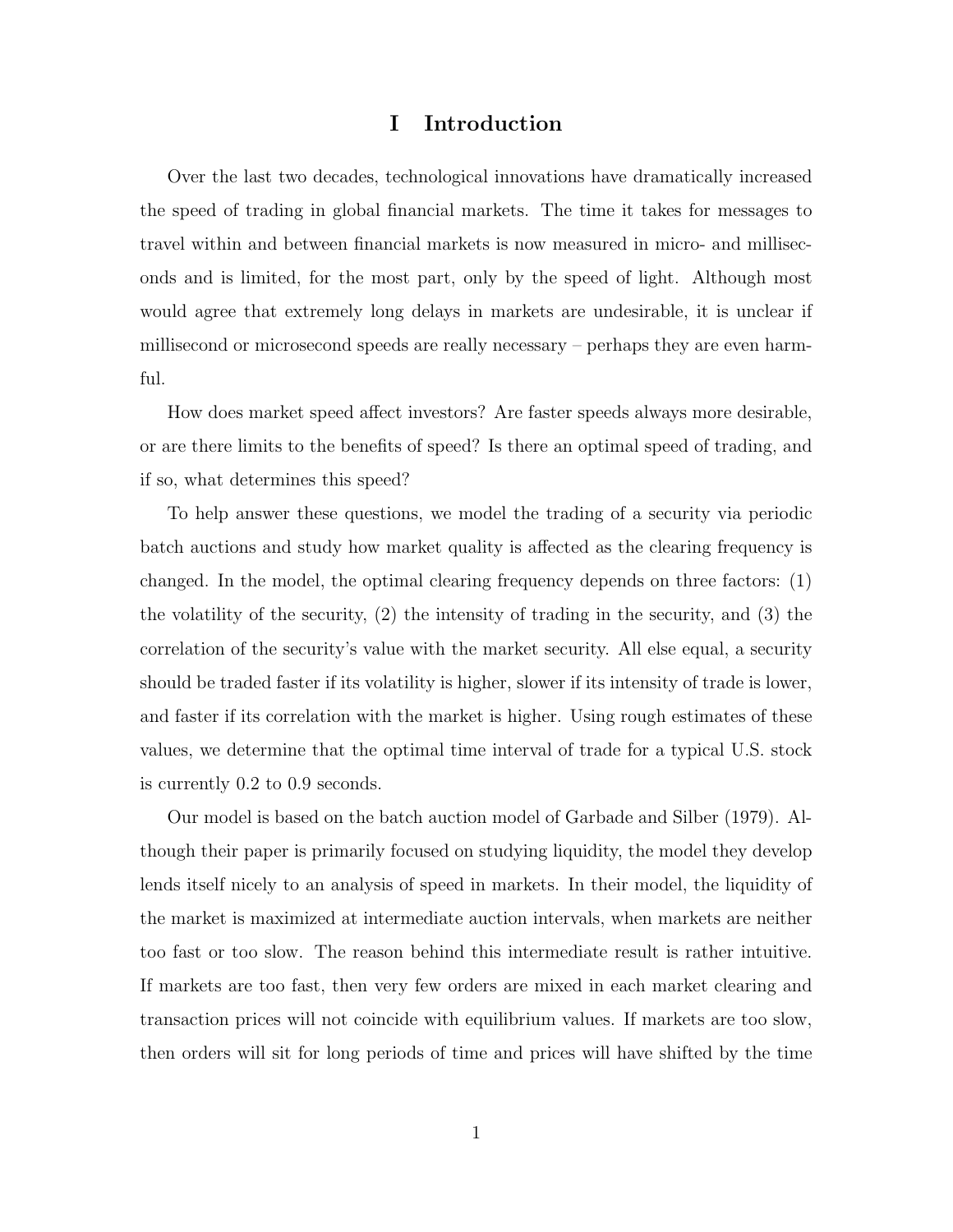# I Introduction

Over the last two decades, technological innovations have dramatically increased the speed of trading in global financial markets. The time it takes for messages to travel within and between financial markets is now measured in micro- and milliseconds and is limited, for the most part, only by the speed of light. Although most would agree that extremely long delays in markets are undesirable, it is unclear if millisecond or microsecond speeds are really necessary – perhaps they are even harmful.

How does market speed affect investors? Are faster speeds always more desirable, or are there limits to the benefits of speed? Is there an optimal speed of trading, and if so, what determines this speed?

To help answer these questions, we model the trading of a security via periodic batch auctions and study how market quality is affected as the clearing frequency is changed. In the model, the optimal clearing frequency depends on three factors: (1) the volatility of the security, (2) the intensity of trading in the security, and (3) the correlation of the security's value with the market security. All else equal, a security should be traded faster if its volatility is higher, slower if its intensity of trade is lower, and faster if its correlation with the market is higher. Using rough estimates of these values, we determine that the optimal time interval of trade for a typical U.S. stock is currently 0.2 to 0.9 seconds.

Our model is based on the batch auction model of Garbade and Silber (1979). Although their paper is primarily focused on studying liquidity, the model they develop lends itself nicely to an analysis of speed in markets. In their model, the liquidity of the market is maximized at intermediate auction intervals, when markets are neither too fast or too slow. The reason behind this intermediate result is rather intuitive. If markets are too fast, then very few orders are mixed in each market clearing and transaction prices will not coincide with equilibrium values. If markets are too slow, then orders will sit for long periods of time and prices will have shifted by the time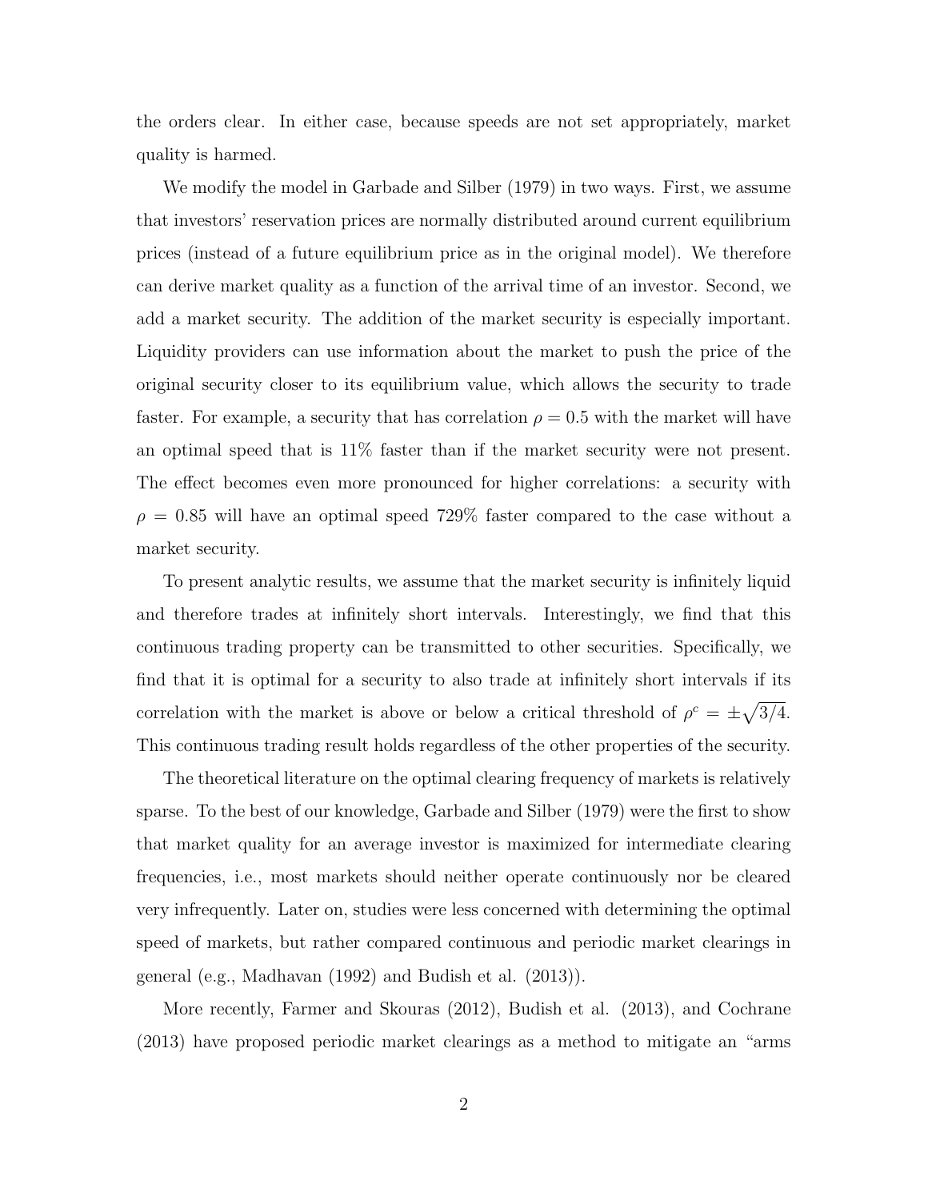the orders clear. In either case, because speeds are not set appropriately, market quality is harmed.

We modify the model in Garbade and Silber (1979) in two ways. First, we assume that investors' reservation prices are normally distributed around current equilibrium prices (instead of a future equilibrium price as in the original model). We therefore can derive market quality as a function of the arrival time of an investor. Second, we add a market security. The addition of the market security is especially important. Liquidity providers can use information about the market to push the price of the original security closer to its equilibrium value, which allows the security to trade faster. For example, a security that has correlation $\rho = 0.5$ with the market will have an optimal speed that is 11% faster than if the market security were not present. The effect becomes even more pronounced for higher correlations: a security with $\rho = 0.85$ will have an optimal speed 729% faster compared to the case without a market security.

To present analytic results, we assume that the market security is infinitely liquid and therefore trades at infinitely short intervals. Interestingly, we find that this continuous trading property can be transmitted to other securities. Specifically, we find that it is optimal for a security to also trade at infinitely short intervals if its correlation with the market is above or below a critical threshold of $\rho^c = \pm\sqrt{3/4}$. This continuous trading result holds regardless of the other properties of the security.

The theoretical literature on the optimal clearing frequency of markets is relatively sparse. To the best of our knowledge, Garbade and Silber (1979) were the first to show that market quality for an average investor is maximized for intermediate clearing frequencies, i.e., most markets should neither operate continuously nor be cleared very infrequently. Later on, studies were less concerned with determining the optimal speed of markets, but rather compared continuous and periodic market clearings in general (e.g., Madhavan (1992) and Budish et al. (2013)).

More recently, Farmer and Skouras (2012), Budish et al. (2013), and Cochrane (2013) have proposed periodic market clearings as a method to mitigate an "arms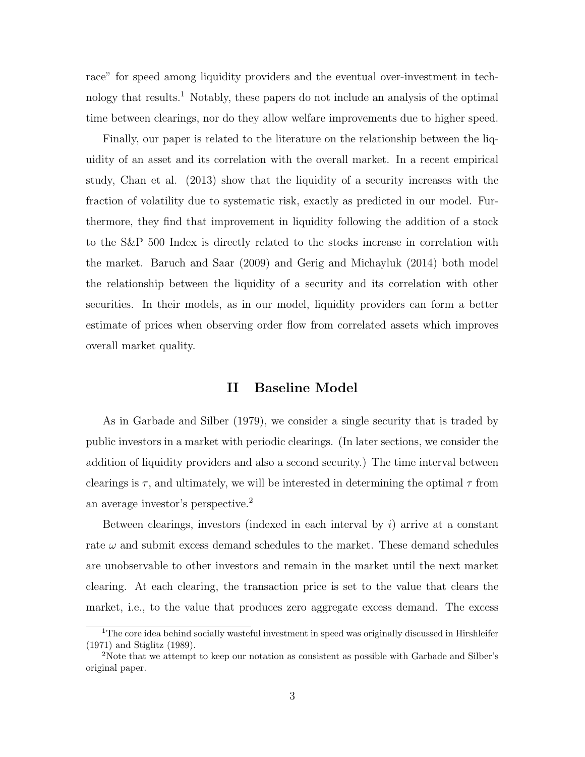race" for speed among liquidity providers and the eventual over-investment in technology that results.[1] Notably, these papers do not include an analysis of the optimal time between clearings, nor do they allow welfare improvements due to higher speed.

Finally, our paper is related to the literature on the relationship between the liquidity of an asset and its correlation with the overall market. In a recent empirical study, Chan et al. (2013) show that the liquidity of a security increases with the fraction of volatility due to systematic risk, exactly as predicted in our model. Furthermore, they find that improvement in liquidity following the addition of a stock to the S&P 500 Index is directly related to the stocks increase in correlation with the market. Baruch and Saar (2009) and Gerig and Michayluk (2014) both model the relationship between the liquidity of a security and its correlation with other securities. In their models, as in our model, liquidity providers can form a better estimate of prices when observing order flow from correlated assets which improves overall market quality.

## II Baseline Model

As in Garbade and Silber (1979), we consider a single security that is traded by public investors in a market with periodic clearings. (In later sections, we consider the addition of liquidity providers and also a second security.) The time interval between clearings is $\tau$, and ultimately, we will be interested in determining the optimal $\tau$ from an average investor's perspective.[2]

Between clearings, investors (indexed in each interval by $i$) arrive at a constant rate $\omega$ and submit excess demand schedules to the market. These demand schedules are unobservable to other investors and remain in the market until the next market clearing. At each clearing, the transaction price is set to the value that clears the market, i.e., to the value that produces zero aggregate excess demand. The excess

[1] The core idea behind socially wasteful investment in speed was originally discussed in Hirshleifer (1971) and Stiglitz (1989).

[2] Note that we attempt to keep our notation as consistent as possible with Garbade and Silber's original paper.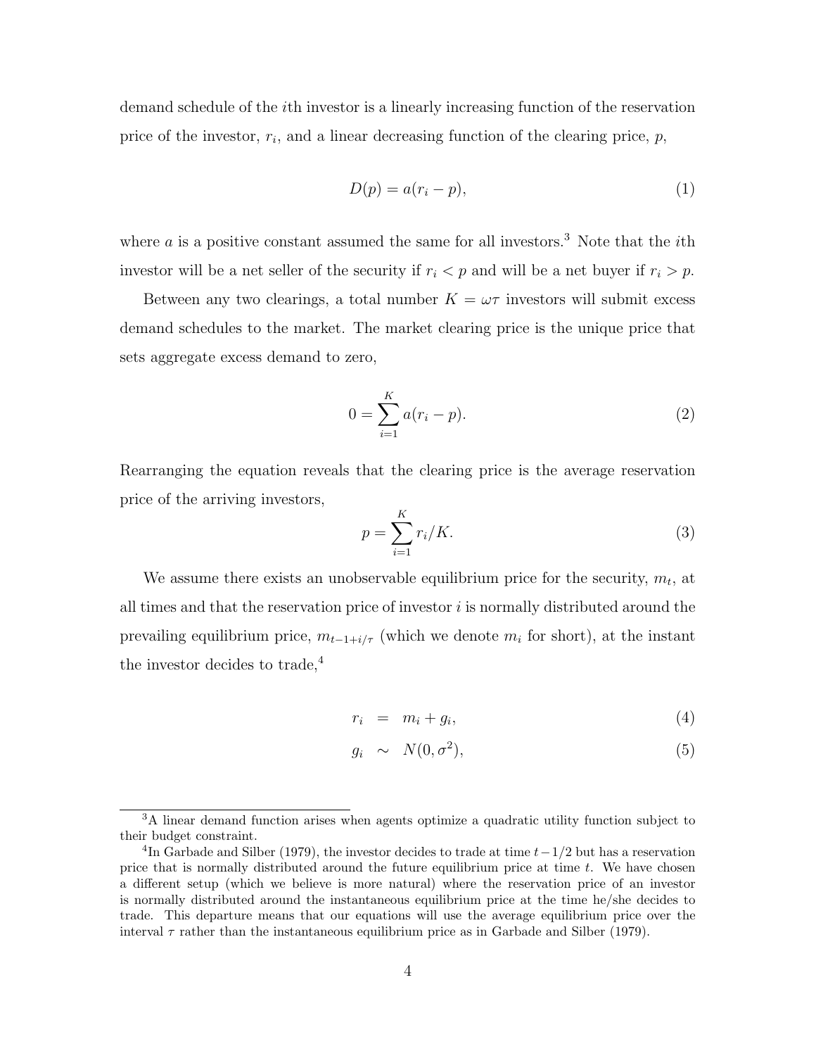demand schedule of the $i$th investor is a linearly increasing function of the reservation price of the investor, $r_i$, and a linear decreasing function of the clearing price, $p$,

$$D(p) = a(r_i - p), \tag{1}$$

where $a$ is a positive constant assumed the same for all investors.[3] Note that the $i$th investor will be a net seller of the security if $r_i < p$ and will be a net buyer if $r_i > p$.

Between any two clearings, a total number $K = \omega\tau$ investors will submit excess demand schedules to the market. The market clearing price is the unique price that sets aggregate excess demand to zero,

$$0 = \sum_{i=1}^{K} a(r_i - p). \tag{2}$$

Rearranging the equation reveals that the clearing price is the average reservation price of the arriving investors,

$$p = \sum_{i=1}^{K} r_i / K. \tag{3}$$

We assume there exists an unobservable equilibrium price for the security, $m_t$, at all times and that the reservation price of investor $i$ is normally distributed around the prevailing equilibrium price, $m_{t-1+i/\tau}$ (which we denote $m_i$ for short), at the instant the investor decides to trade,[4]

$$r_i = m_i + g_i, \tag{4}$$

$$g_i \sim N(0, \sigma^2), \tag{5}$$

---

[3] A linear demand function arises when agents optimize a quadratic utility function subject to their budget constraint.

[4] In Garbade and Silber (1979), the investor decides to trade at time $t-1/2$ but has a reservation price that is normally distributed around the future equilibrium price at time $t$. We have chosen a different setup (which we believe is more natural) where the reservation price of an investor is normally distributed around the instantaneous equilibrium price at the time he/she decides to trade. This departure means that our equations will use the average equilibrium price over the interval $\tau$ rather than the instantaneous equilibrium price as in Garbade and Silber (1979).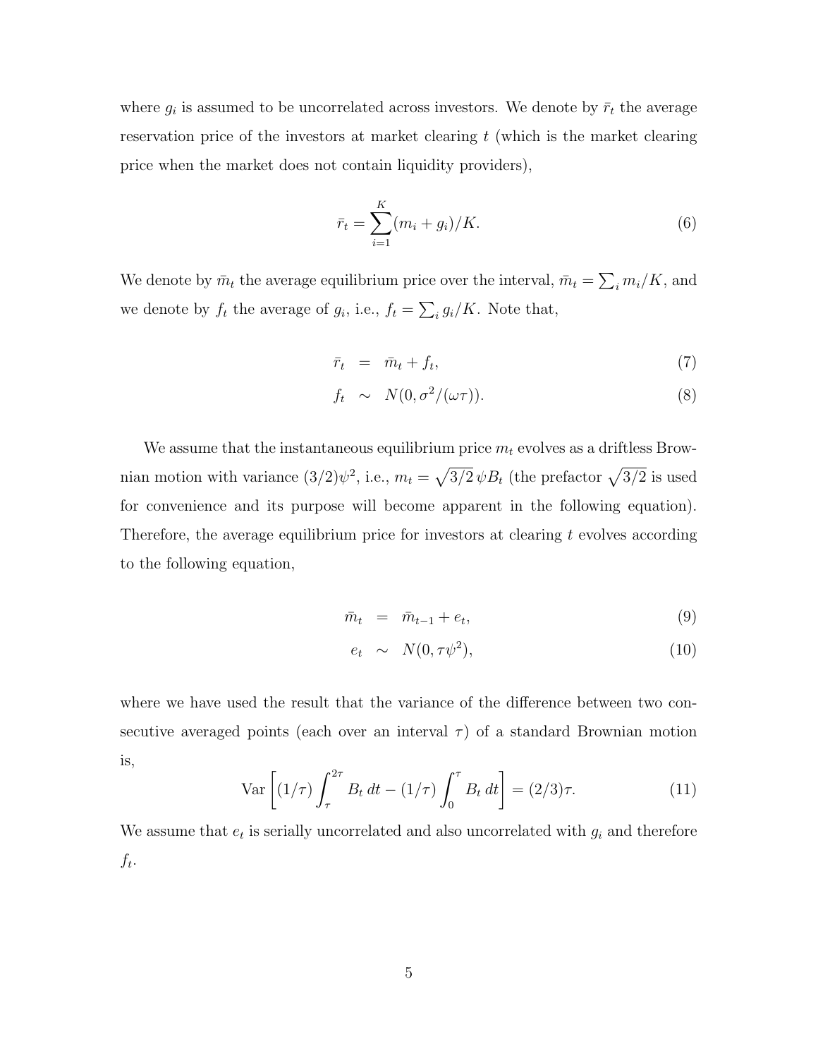where $g_i$ is assumed to be uncorrelated across investors. We denote by $\bar{r}_t$ the average reservation price of the investors at market clearing $t$ (which is the market clearing price when the market does not contain liquidity providers),

$$\bar{r}_t = \sum_{i=1}^{K} (m_i + g_i)/K. \tag{6}$$

We denote by $\bar{m}_t$ the average equilibrium price over the interval, $\bar{m}_t = \sum_i m_i/K$, and we denote by $f_t$ the average of $g_i$, i.e., $f_t = \sum_i g_i/K$. Note that,

$$\bar{r}_t = \bar{m}_t + f_t, \tag{7}$$

$$f_t \sim N(0, \sigma^2/(\omega\tau)). \tag{8}$$

We assume that the instantaneous equilibrium price $m_t$ evolves as a driftless Brownian motion with variance $(3/2)\psi^2$, i.e., $m_t = \sqrt{3/2}\,\psi B_t$ (the prefactor $\sqrt{3/2}$ is used for convenience and its purpose will become apparent in the following equation). Therefore, the average equilibrium price for investors at clearing $t$ evolves according to the following equation,

$$\bar{m}_t = \bar{m}_{t-1} + e_t, \tag{9}$$

$$e_t \sim N(0, \tau\psi^2), \tag{10}$$

where we have used the result that the variance of the difference between two consecutive averaged points (each over an interval $\tau$) of a standard Brownian motion is,

$$\text{Var}\left[(1/\tau)\int_{\tau}^{2\tau} B_t\, dt - (1/\tau)\int_{0}^{\tau} B_t\, dt\right] = (2/3)\tau. \tag{11}$$

We assume that $e_t$ is serially uncorrelated and also uncorrelated with $g_i$ and therefore $f_t$.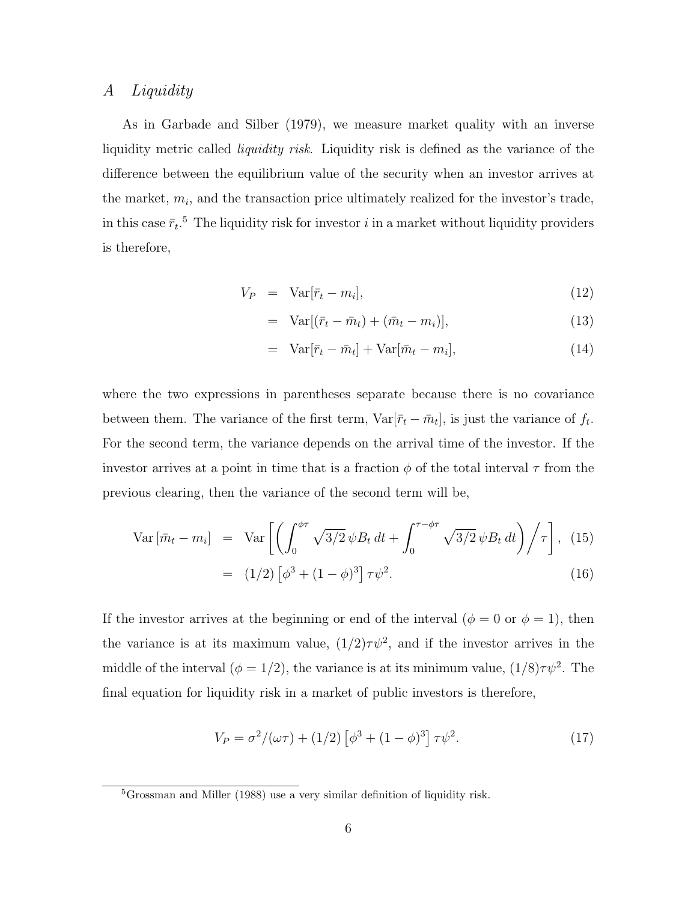## *A Liquidity*

As in Garbade and Silber (1979), we measure market quality with an inverse liquidity metric called *liquidity risk*. Liquidity risk is defined as the variance of the difference between the equilibrium value of the security when an investor arrives at the market, $m_i$, and the transaction price ultimately realized for the investor's trade, in this case $\bar{r}_t$.[5] The liquidity risk for investor $i$ in a market without liquidity providers is therefore,

$$
\begin{aligned}
V_P &= \operatorname{Var}[\bar{r}_t - m_i], && (12)\\
&= \operatorname{Var}[(\bar{r}_t - \bar{m}_t) + (\bar{m}_t - m_i)], && (13)\\
&= \operatorname{Var}[\bar{r}_t - \bar{m}_t] + \operatorname{Var}[\bar{m}_t - m_i], && (14)
\end{aligned}
$$

where the two expressions in parentheses separate because there is no covariance between them. The variance of the first term, $\operatorname{Var}[\bar{r}_t - \bar{m}_t]$, is just the variance of $f_t$. For the second term, the variance depends on the arrival time of the investor. If the investor arrives at a point in time that is a fraction $\phi$ of the total interval $\tau$ from the previous clearing, then the variance of the second term will be,

$$
\begin{aligned}
\operatorname{Var}[\bar{m}_t - m_i] &= \operatorname{Var}\left[\left(\int_0^{\phi\tau} \sqrt{3/2}\,\psi B_t\,dt + \int_0^{\tau-\phi\tau} \sqrt{3/2}\,\psi B_t\,dt\right)\Big/\tau\right], && (15)\\
&= (1/2)\left[\phi^3 + (1-\phi)^3\right]\tau\psi^2. && (16)
\end{aligned}
$$

If the investor arrives at the beginning or end of the interval ($\phi = 0$ or $\phi = 1$), then the variance is at its maximum value, $(1/2)\tau\psi^2$, and if the investor arrives in the middle of the interval ($\phi = 1/2$), the variance is at its minimum value, $(1/8)\tau\psi^2$. The final equation for liquidity risk in a market of public investors is therefore,

$$
V_P = \sigma^2/(\omega\tau) + (1/2)\left[\phi^3 + (1-\phi)^3\right]\tau\psi^2. \tag{17}
$$

[5] Grossman and Miller (1988) use a very similar definition of liquidity risk.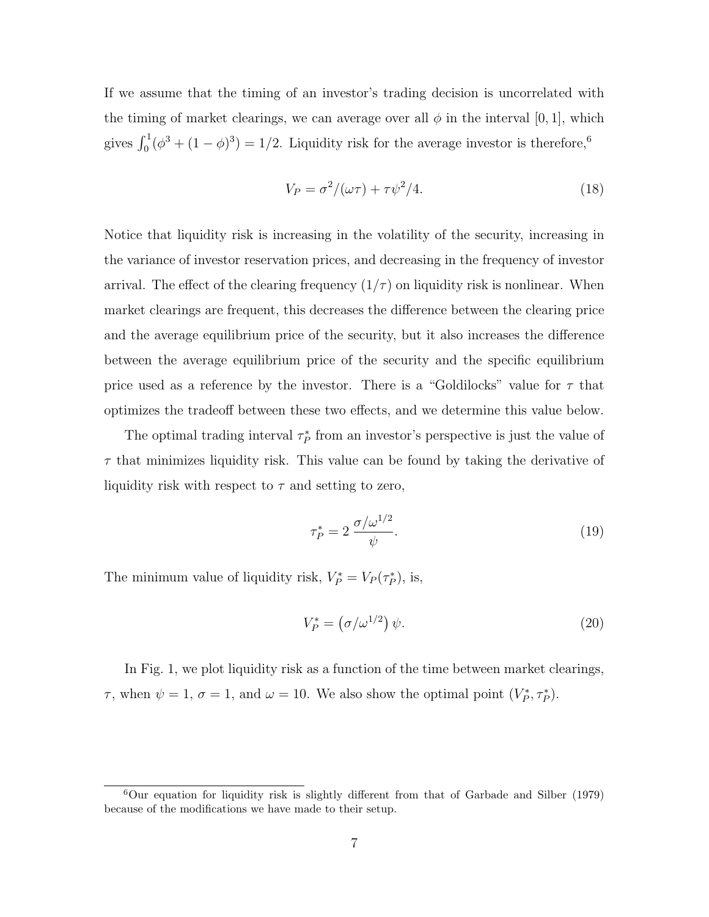If we assume that the timing of an investor's trading decision is uncorrelated with the timing of market clearings, we can average over all $\phi$ in the interval $[0, 1]$, which gives $\int_0^1 (\phi^3 + (1-\phi)^3) = 1/2$. Liquidity risk for the average investor is therefore,[6]

$$V_P = \sigma^2/(\omega\tau) + \tau\psi^2/4. \tag{18}$$

Notice that liquidity risk is increasing in the volatility of the security, increasing in the variance of investor reservation prices, and decreasing in the frequency of investor arrival. The effect of the clearing frequency ($1/\tau$) on liquidity risk is nonlinear. When market clearings are frequent, this decreases the difference between the clearing price and the average equilibrium price of the security, but it also increases the difference between the average equilibrium price of the security and the specific equilibrium price used as a reference by the investor. There is a "Goldilocks" value for $\tau$ that optimizes the tradeoff between these two effects, and we determine this value below.

The optimal trading interval $\tau_P^*$ from an investor's perspective is just the value of $\tau$ that minimizes liquidity risk. This value can be found by taking the derivative of liquidity risk with respect to $\tau$ and setting to zero,

$$\tau_P^* = 2\,\frac{\sigma/\omega^{1/2}}{\psi}. \tag{19}$$

The minimum value of liquidity risk, $V_P^* = V_P(\tau_P^*)$, is,

$$V_P^* = \left(\sigma/\omega^{1/2}\right)\psi. \tag{20}$$

In Fig. 1, we plot liquidity risk as a function of the time between market clearings, $\tau$, when $\psi = 1$, $\sigma = 1$, and $\omega = 10$. We also show the optimal point $(V_P^*, \tau_P^*)$.

[6] Our equation for liquidity risk is slightly different from that of Garbade and Silber (1979) because of the modifications we have made to their setup.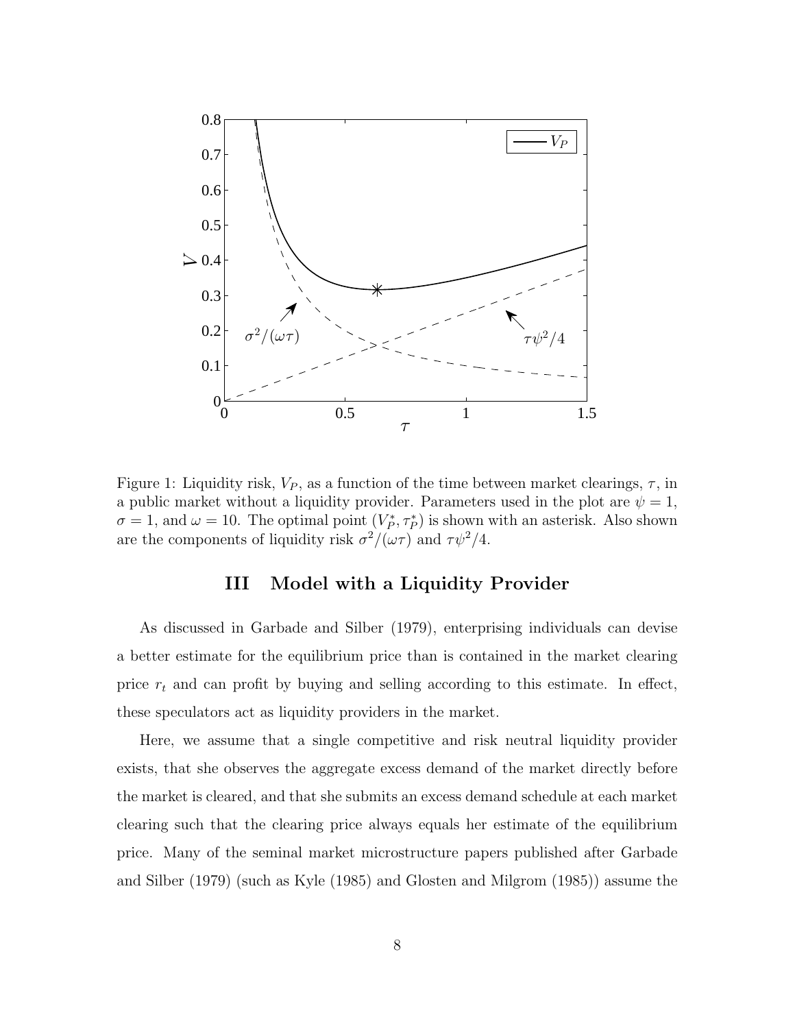Figure 1: Liquidity risk, $V_P$, as a function of the time between market clearings, $\tau$, in a public market without a liquidity provider. Parameters used in the plot are $\psi = 1$, $\sigma = 1$, and $\omega = 10$. The optimal point $(V_P^*, \tau_P^*)$ is shown with an asterisk. Also shown are the components of liquidity risk $\sigma^2/(\omega\tau)$ and $\tau\psi^2/4$.

## III Model with a Liquidity Provider

As discussed in Garbade and Silber (1979), enterprising individuals can devise a better estimate for the equilibrium price than is contained in the market clearing price $r_t$ and can profit by buying and selling according to this estimate. In effect, these speculators act as liquidity providers in the market.

Here, we assume that a single competitive and risk neutral liquidity provider exists, that she observes the aggregate excess demand of the market directly before the market is cleared, and that she submits an excess demand schedule at each market clearing such that the clearing price always equals her estimate of the equilibrium price. Many of the seminal market microstructure papers published after Garbade and Silber (1979) (such as Kyle (1985) and Glosten and Milgrom (1985)) assume the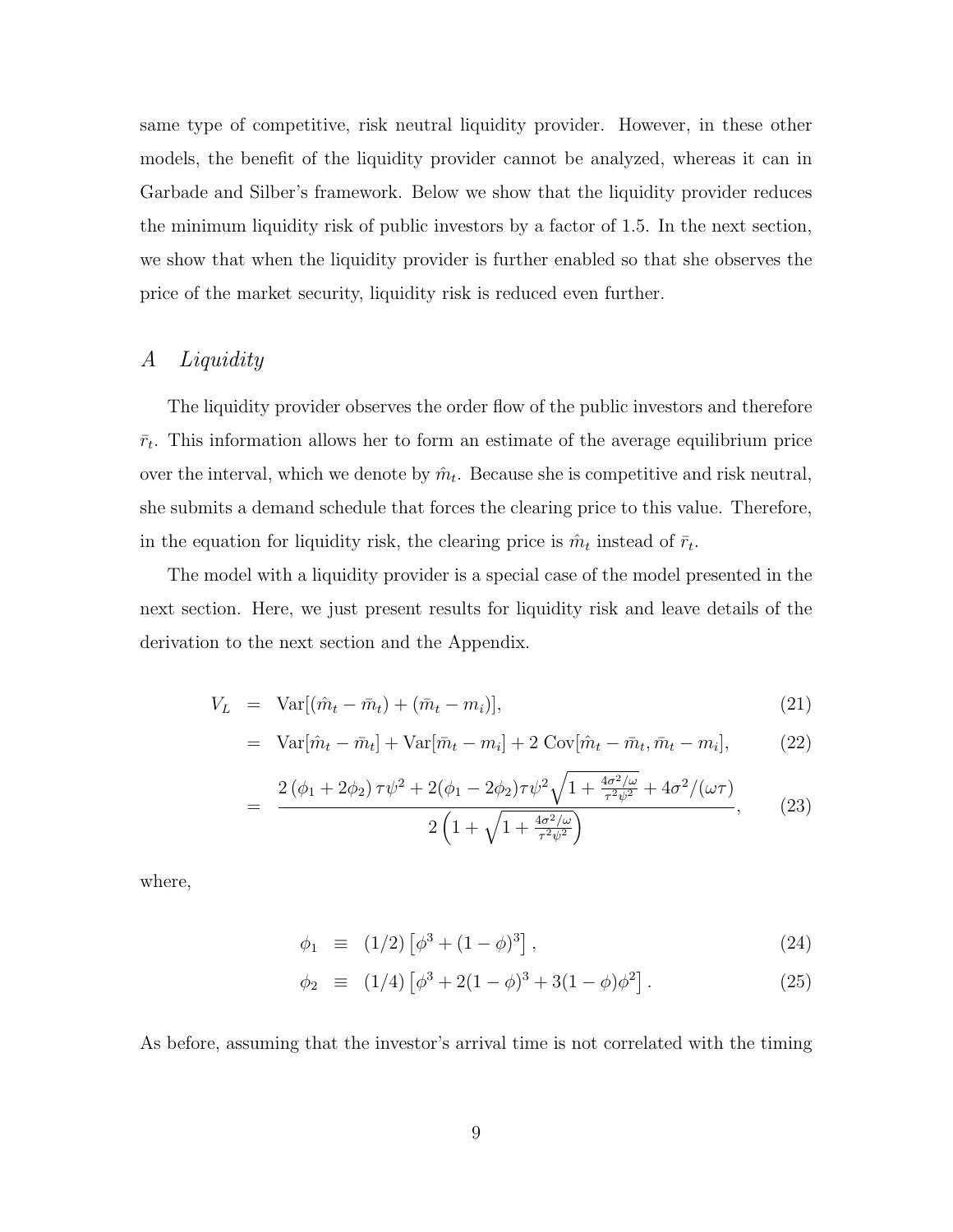same type of competitive, risk neutral liquidity provider. However, in these other models, the benefit of the liquidity provider cannot be analyzed, whereas it can in Garbade and Silber's framework. Below we show that the liquidity provider reduces the minimum liquidity risk of public investors by a factor of 1.5. In the next section, we show that when the liquidity provider is further enabled so that she observes the price of the market security, liquidity risk is reduced even further.

## *A Liquidity*

The liquidity provider observes the order flow of the public investors and therefore $\bar{r}_t$. This information allows her to form an estimate of the average equilibrium price over the interval, which we denote by $\hat{m}_t$. Because she is competitive and risk neutral, she submits a demand schedule that forces the clearing price to this value. Therefore, in the equation for liquidity risk, the clearing price is $\hat{m}_t$ instead of $\bar{r}_t$.

The model with a liquidity provider is a special case of the model presented in the next section. Here, we just present results for liquidity risk and leave details of the derivation to the next section and the Appendix.

$$
\begin{aligned}
V_L &= \mathrm{Var}[(\hat{m}_t - \bar{m}_t) + (\bar{m}_t - m_i)], && (21)\\
&= \mathrm{Var}[\hat{m}_t - \bar{m}_t] + \mathrm{Var}[\bar{m}_t - m_i] + 2\ \mathrm{Cov}[\hat{m}_t - \bar{m}_t, \bar{m}_t - m_i], && (22)\\
&= \frac{2\,(\phi_1 + 2\phi_2)\,\tau\psi^2 + 2(\phi_1 - 2\phi_2)\tau\psi^2\sqrt{1 + \frac{4\sigma^2/\omega}{\tau^2\psi^2}} + 4\sigma^2/(\omega\tau)}{2\left(1 + \sqrt{1 + \frac{4\sigma^2/\omega}{\tau^2\psi^2}}\right)}, && (23)
\end{aligned}
$$

where,

$$
\begin{aligned}
\phi_1 &\equiv (1/2)\left[\phi^3 + (1-\phi)^3\right], && (24)\\
\phi_2 &\equiv (1/4)\left[\phi^3 + 2(1-\phi)^3 + 3(1-\phi)\phi^2\right]. && (25)
\end{aligned}
$$

As before, assuming that the investor's arrival time is not correlated with the timing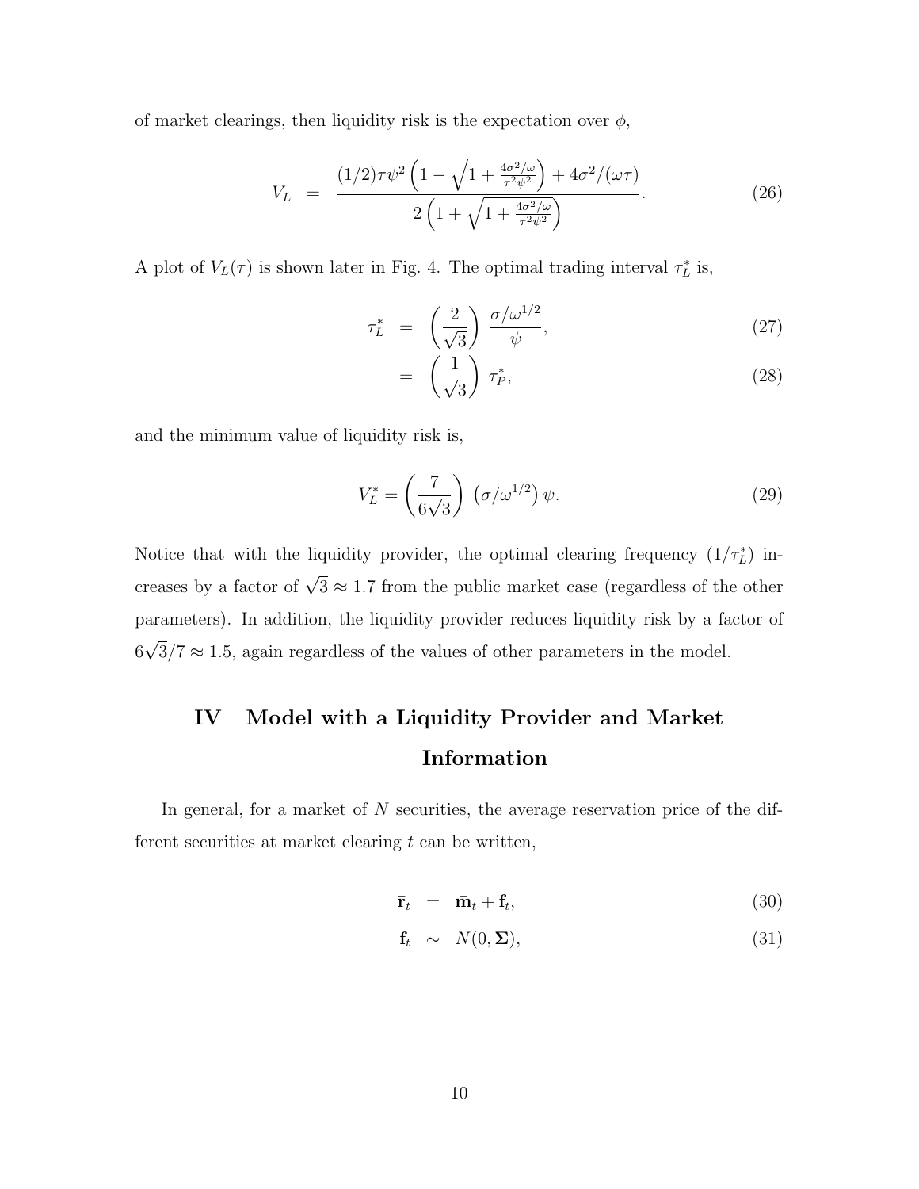of market clearings, then liquidity risk is the expectation over $\phi$,

$$V_L = \frac{(1/2)\tau\psi^2\left(1-\sqrt{1+\frac{4\sigma^2/\omega}{\tau^2\psi^2}}\right)+4\sigma^2/(\omega\tau)}{2\left(1+\sqrt{1+\frac{4\sigma^2/\omega}{\tau^2\psi^2}}\right)}. \tag{26}$$

A plot of $V_L(\tau)$ is shown later in Fig. 4. The optimal trading interval $\tau_L^*$ is,

$$\tau_L^* = \left(\frac{2}{\sqrt{3}}\right)\frac{\sigma/\omega^{1/2}}{\psi}, \tag{27}$$

$$= \left(\frac{1}{\sqrt{3}}\right)\tau_P^*, \tag{28}$$

and the minimum value of liquidity risk is,

$$V_L^* = \left(\frac{7}{6\sqrt{3}}\right)\left(\sigma/\omega^{1/2}\right)\psi. \tag{29}$$

Notice that with the liquidity provider, the optimal clearing frequency $(1/\tau_L^*)$ increases by a factor of $\sqrt{3} \approx 1.7$ from the public market case (regardless of the other parameters). In addition, the liquidity provider reduces liquidity risk by a factor of $6\sqrt{3}/7 \approx 1.5$, again regardless of the values of other parameters in the model.

# IV Model with a Liquidity Provider and Market Information

In general, for a market of $N$ securities, the average reservation price of the different securities at market clearing $t$ can be written,

$$\bar{\mathbf{r}}_t = \bar{\mathbf{m}}_t + \mathbf{f}_t, \tag{30}$$

$$\mathbf{f}_t \sim N(0, \mathbf{\Sigma}), \tag{31}$$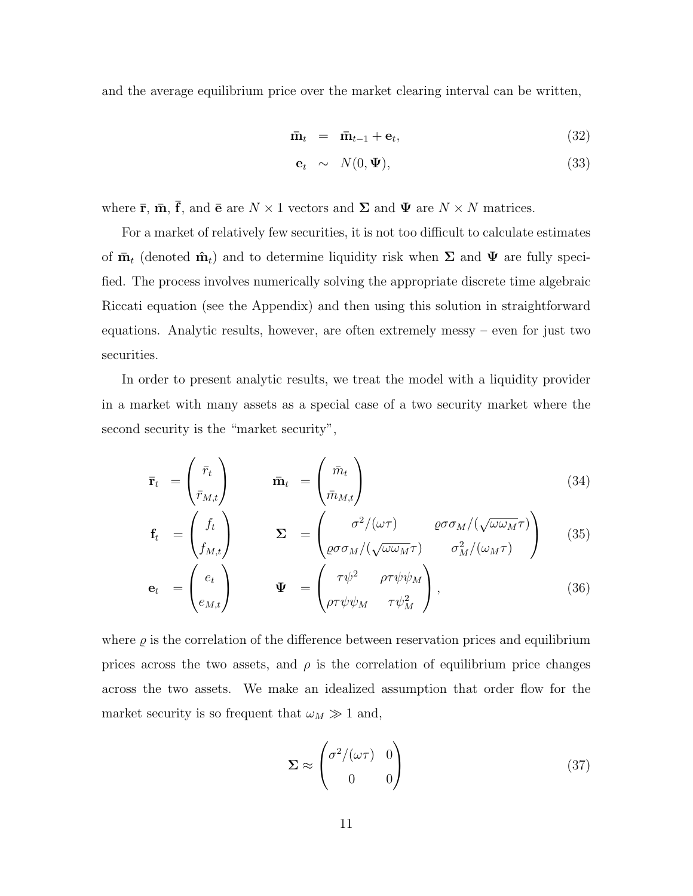and the average equilibrium price over the market clearing interval can be written,

$$
\begin{aligned}
\bar{\mathbf{m}}_t &= \bar{\mathbf{m}}_{t-1} + \mathbf{e}_t, &(32)\\
\mathbf{e}_t &\sim N(0, \boldsymbol{\Psi}), &(33)
\end{aligned}
$$

where $\bar{\mathbf{r}}$, $\bar{\mathbf{m}}$, $\bar{\mathbf{f}}$, and $\bar{\mathbf{e}}$ are $N \times 1$ vectors and $\boldsymbol{\Sigma}$ and $\boldsymbol{\Psi}$ are $N \times N$ matrices.

For a market of relatively few securities, it is not too difficult to calculate estimates of $\bar{\mathbf{m}}_t$ (denoted $\hat{\mathbf{m}}_t$) and to determine liquidity risk when $\boldsymbol{\Sigma}$ and $\boldsymbol{\Psi}$ are fully specified. The process involves numerically solving the appropriate discrete time algebraic Riccati equation (see the Appendix) and then using this solution in straightforward equations. Analytic results, however, are often extremely messy – even for just two securities.

In order to present analytic results, we treat the model with a liquidity provider in a market with many assets as a special case of a two security market where the second security is the "market security",

$$
\bar{\mathbf{r}}_t = \begin{pmatrix} \bar{r}_t \\ \bar{r}_{M,t} \end{pmatrix} \qquad \bar{\mathbf{m}}_t = \begin{pmatrix} \bar{m}_t \\ \bar{m}_{M,t} \end{pmatrix} \tag{34}
$$

$$
\mathbf{f}_t = \begin{pmatrix} f_t \\ f_{M,t} \end{pmatrix} \qquad \boldsymbol{\Sigma} = \begin{pmatrix} \sigma^2/(\omega\tau) & \varrho\sigma\sigma_M/(\sqrt{\omega\omega_M}\tau) \\ \varrho\sigma\sigma_M/(\sqrt{\omega\omega_M}\tau) & \sigma_M^2/(\omega_M\tau) \end{pmatrix} \tag{35}
$$

$$
\mathbf{e}_t = \begin{pmatrix} e_t \\ e_{M,t} \end{pmatrix} \qquad \boldsymbol{\Psi} = \begin{pmatrix} \tau\psi^2 & \rho\tau\psi\psi_M \\ \rho\tau\psi\psi_M & \tau\psi_M^2 \end{pmatrix}, \tag{36}
$$

where $\varrho$ is the correlation of the difference between reservation prices and equilibrium prices across the two assets, and $\rho$ is the correlation of equilibrium price changes across the two assets. We make an idealized assumption that order flow for the market security is so frequent that $\omega_M \gg 1$ and,

$$
\boldsymbol{\Sigma} \approx \begin{pmatrix} \sigma^2/(\omega\tau) & 0 \\ 0 & 0 \end{pmatrix} \tag{37}
$$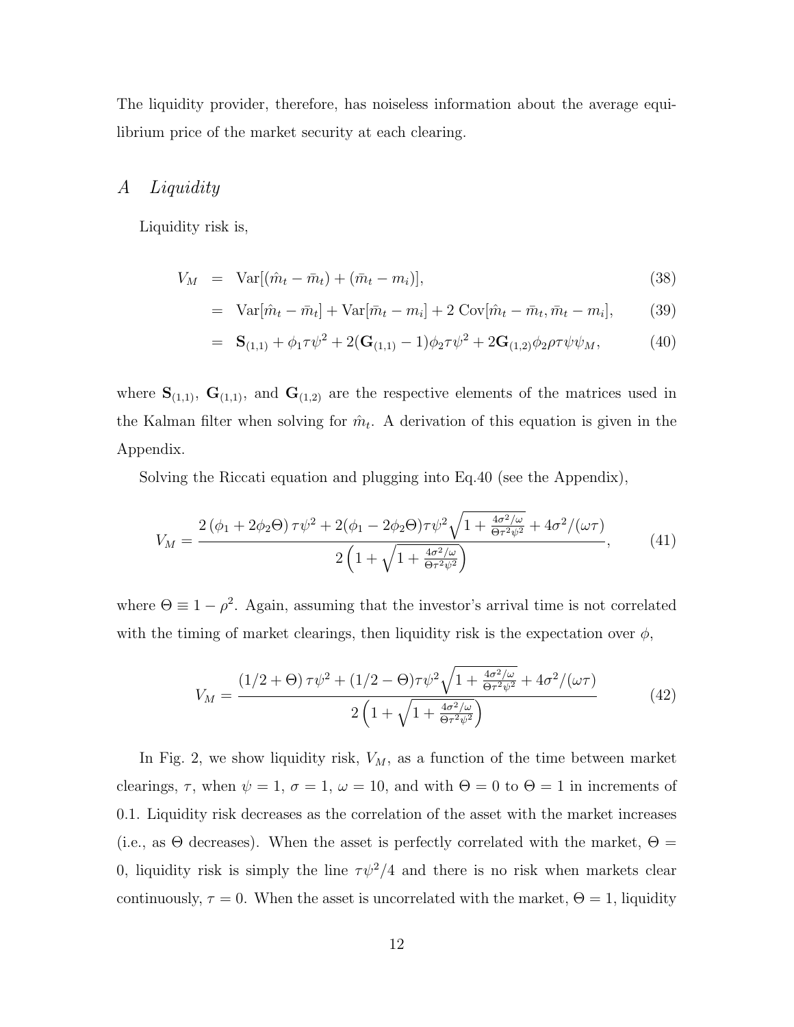The liquidity provider, therefore, has noiseless information about the average equilibrium price of the market security at each clearing.

## *A Liquidity*

Liquidity risk is,

$$
\begin{aligned}
V_M &= \mathrm{Var}[(\hat{m}_t - \bar{m}_t) + (\bar{m}_t - m_i)], & (38)\\
&= \mathrm{Var}[\hat{m}_t - \bar{m}_t] + \mathrm{Var}[\bar{m}_t - m_i] + 2\,\mathrm{Cov}[\hat{m}_t - \bar{m}_t, \bar{m}_t - m_i], & (39)\\
&= \mathbf{S}_{(1,1)} + \phi_1 \tau \psi^2 + 2(\mathbf{G}_{(1,1)} - 1)\phi_2 \tau \psi^2 + 2\mathbf{G}_{(1,2)}\phi_2 \rho \tau \psi \psi_M, & (40)
\end{aligned}
$$

where $\mathbf{S}_{(1,1)}$, $\mathbf{G}_{(1,1)}$, and $\mathbf{G}_{(1,2)}$ are the respective elements of the matrices used in the Kalman filter when solving for $\hat{m}_t$. A derivation of this equation is given in the Appendix.

Solving the Riccati equation and plugging into Eq.40 (see the Appendix),

$$
V_M = \frac{2\left(\phi_1 + 2\phi_2\Theta\right)\tau\psi^2 + 2(\phi_1 - 2\phi_2\Theta)\tau\psi^2\sqrt{1 + \frac{4\sigma^2/\omega}{\Theta\tau^2\psi^2}} + 4\sigma^2/(\omega\tau)}{2\left(1 + \sqrt{1 + \frac{4\sigma^2/\omega}{\Theta\tau^2\psi^2}}\right)}, \qquad (41)
$$

where $\Theta \equiv 1 - \rho^2$. Again, assuming that the investor's arrival time is not correlated with the timing of market clearings, then liquidity risk is the expectation over $\phi$,

$$
V_M = \frac{\left(1/2 + \Theta\right)\tau\psi^2 + (1/2 - \Theta)\tau\psi^2\sqrt{1 + \frac{4\sigma^2/\omega}{\Theta\tau^2\psi^2}} + 4\sigma^2/(\omega\tau)}{2\left(1 + \sqrt{1 + \frac{4\sigma^2/\omega}{\Theta\tau^2\psi^2}}\right)} \qquad (42)
$$

In Fig. 2, we show liquidity risk, $V_M$, as a function of the time between market clearings, $\tau$, when $\psi = 1$, $\sigma = 1$, $\omega = 10$, and with $\Theta = 0$ to $\Theta = 1$ in increments of 0.1. Liquidity risk decreases as the correlation of the asset with the market increases (i.e., as $\Theta$ decreases). When the asset is perfectly correlated with the market, $\Theta = 0$, liquidity risk is simply the line $\tau\psi^2/4$ and there is no risk when markets clear continuously, $\tau = 0$. When the asset is uncorrelated with the market, $\Theta = 1$, liquidity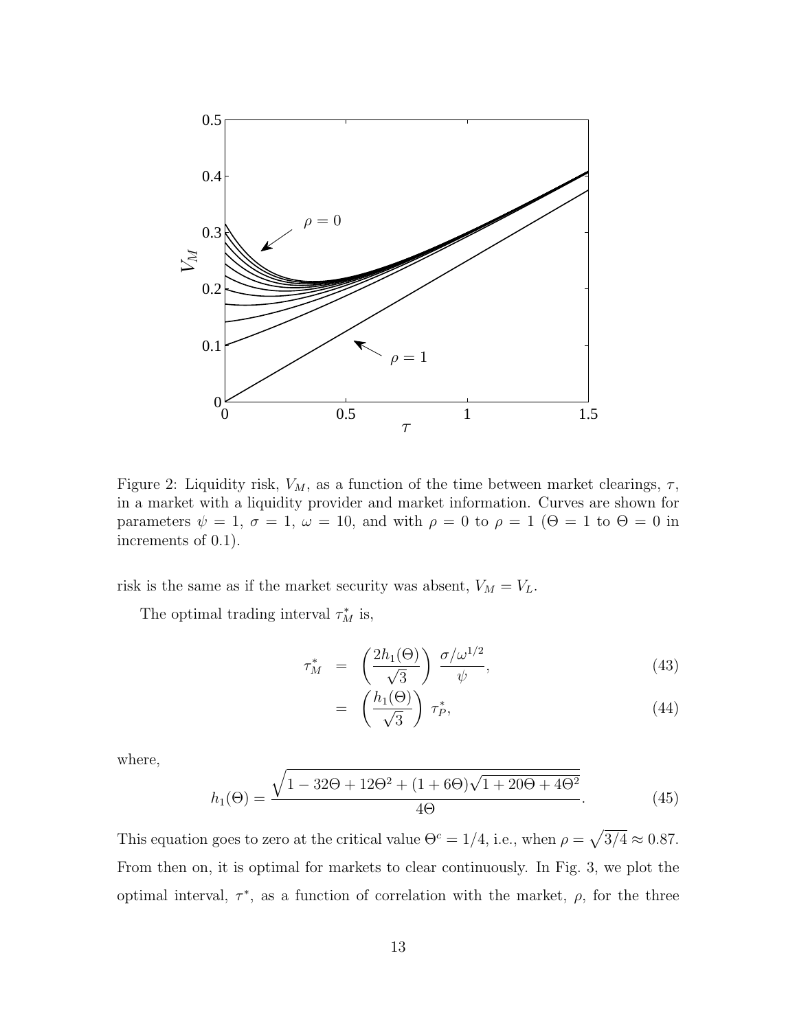Figure 2: Liquidity risk, $V_M$, as a function of the time between market clearings, $\tau$, in a market with a liquidity provider and market information. Curves are shown for parameters $\psi = 1$, $\sigma = 1$, $\omega = 10$, and with $\rho = 0$ to $\rho = 1$ ($\Theta = 1$ to $\Theta = 0$ in increments of 0.1).

risk is the same as if the market security was absent, $V_M = V_L$.

The optimal trading interval $\tau_M^*$ is,

$$\tau_M^* = \left(\frac{2h_1(\Theta)}{\sqrt{3}}\right) \frac{\sigma/\omega^{1/2}}{\psi}, \tag{43}$$

$$= \left(\frac{h_1(\Theta)}{\sqrt{3}}\right) \tau_P^*, \tag{44}$$

where,

$$h_1(\Theta) = \frac{\sqrt{1 - 32\Theta + 12\Theta^2 + (1 + 6\Theta)\sqrt{1 + 20\Theta + 4\Theta^2}}}{4\Theta}. \tag{45}$$

This equation goes to zero at the critical value $\Theta^c = 1/4$, i.e., when $\rho = \sqrt{3/4} \approx 0.87$. From then on, it is optimal for markets to clear continuously. In Fig. 3, we plot the optimal interval, $\tau^*$, as a function of correlation with the market, $\rho$, for the three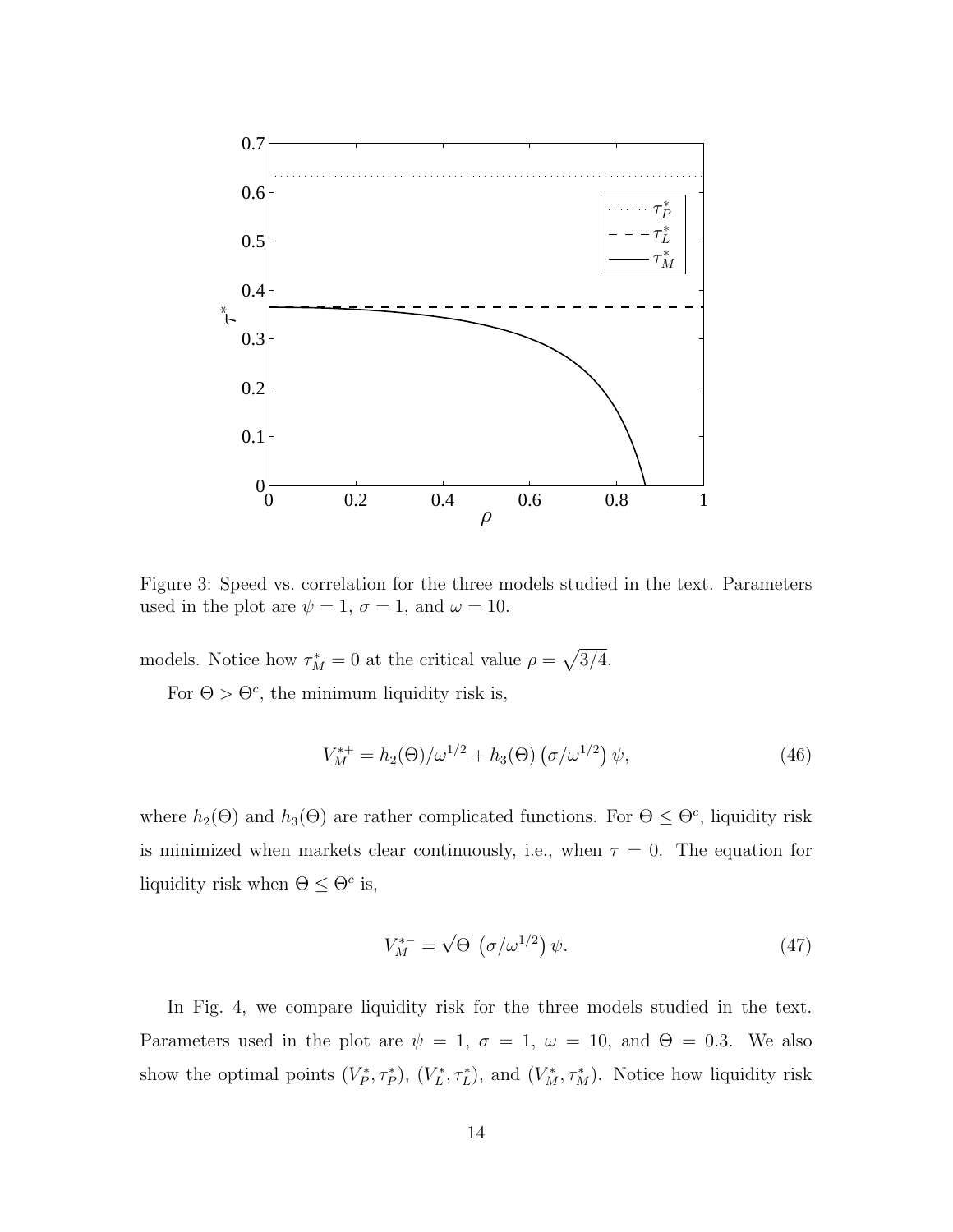Figure 3: Speed vs. correlation for the three models studied in the text. Parameters used in the plot are $\psi = 1$, $\sigma = 1$, and $\omega = 10$.

models. Notice how $\tau_M^* = 0$ at the critical value $\rho = \sqrt{3/4}$.

For $\Theta > \Theta^c$, the minimum liquidity risk is,

$$V_M^{*+} = h_2(\Theta)/\omega^{1/2} + h_3(\Theta)\left(\sigma/\omega^{1/2}\right)\psi, \tag{46}$$

where $h_2(\Theta)$ and $h_3(\Theta)$ are rather complicated functions. For $\Theta \leq \Theta^c$, liquidity risk is minimized when markets clear continuously, i.e., when $\tau = 0$. The equation for liquidity risk when $\Theta \leq \Theta^c$ is,

$$V_M^{*-} = \sqrt{\Theta}\,\left(\sigma/\omega^{1/2}\right)\psi. \tag{47}$$

In Fig. 4, we compare liquidity risk for the three models studied in the text. Parameters used in the plot are $\psi = 1$, $\sigma = 1$, $\omega = 10$, and $\Theta = 0.3$. We also show the optimal points $(V_P^*, \tau_P^*)$, $(V_L^*, \tau_L^*)$, and $(V_M^*, \tau_M^*)$. Notice how liquidity risk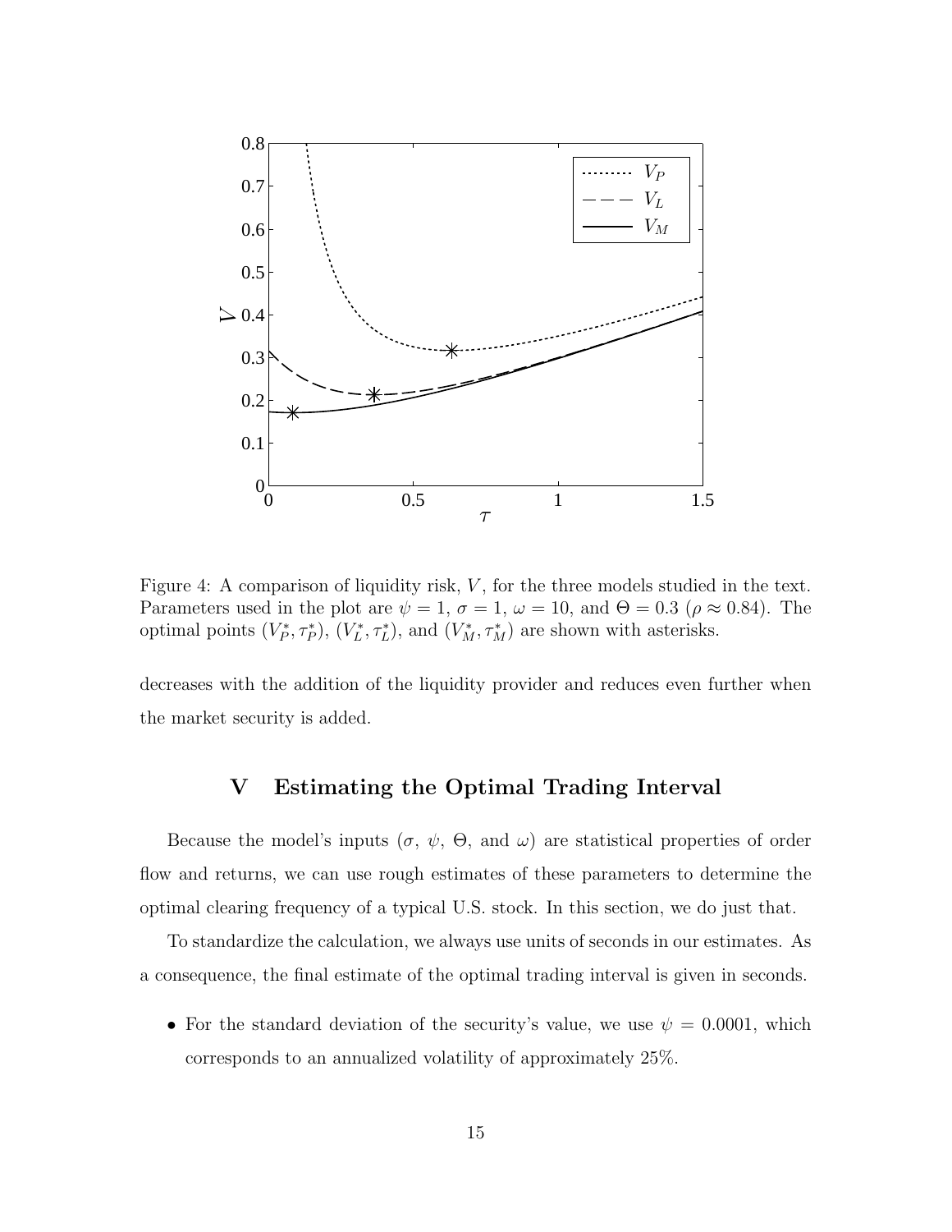Figure 4: A comparison of liquidity risk, $V$, for the three models studied in the text. Parameters used in the plot are $\psi = 1$, $\sigma = 1$, $\omega = 10$, and $\Theta = 0.3$ ($\rho \approx 0.84$). The optimal points $(V_P^*, \tau_P^*)$, $(V_L^*, \tau_L^*)$, and $(V_M^*, \tau_M^*)$ are shown with asterisks.

decreases with the addition of the liquidity provider and reduces even further when the market security is added.

## V Estimating the Optimal Trading Interval

Because the model's inputs ($\sigma$, $\psi$, $\Theta$, and $\omega$) are statistical properties of order flow and returns, we can use rough estimates of these parameters to determine the optimal clearing frequency of a typical U.S. stock. In this section, we do just that.

To standardize the calculation, we always use units of seconds in our estimates. As a consequence, the final estimate of the optimal trading interval is given in seconds.

- For the standard deviation of the security's value, we use $\psi = 0.0001$, which corresponds to an annualized volatility of approximately 25%.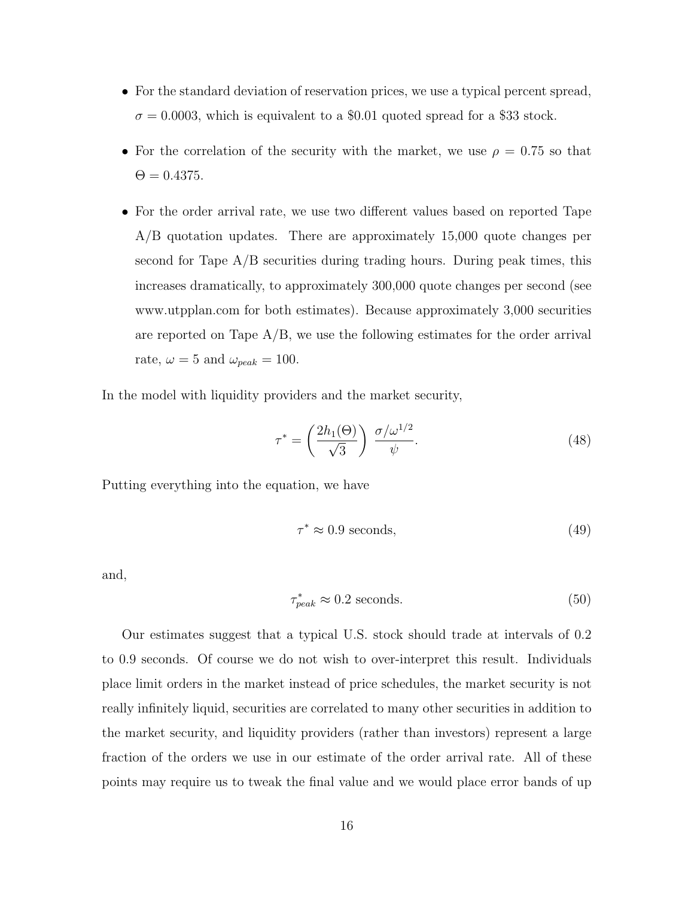- For the standard deviation of reservation prices, we use a typical percent spread, $\sigma = 0.0003$, which is equivalent to a \$0.01 quoted spread for a \$33 stock.
- For the correlation of the security with the market, we use $\rho = 0.75$ so that $\Theta = 0.4375$.
- For the order arrival rate, we use two different values based on reported Tape A/B quotation updates. There are approximately 15,000 quote changes per second for Tape A/B securities during trading hours. During peak times, this increases dramatically, to approximately 300,000 quote changes per second (see www.utpplan.com for both estimates). Because approximately 3,000 securities are reported on Tape A/B, we use the following estimates for the order arrival rate, $\omega = 5$ and $\omega_{peak} = 100$.

In the model with liquidity providers and the market security,

$$\tau^* = \left( \frac{2h_1(\Theta)}{\sqrt{3}} \right) \frac{\sigma/\omega^{1/2}}{\psi}. \tag{48}$$

Putting everything into the equation, we have

$$\tau^* \approx 0.9 \text{ seconds}, \tag{49}$$

and,

$$\tau^*_{peak} \approx 0.2 \text{ seconds}. \tag{50}$$

Our estimates suggest that a typical U.S. stock should trade at intervals of 0.2 to 0.9 seconds. Of course we do not wish to over-interpret this result. Individuals place limit orders in the market instead of price schedules, the market security is not really infinitely liquid, securities are correlated to many other securities in addition to the market security, and liquidity providers (rather than investors) represent a large fraction of the orders we use in our estimate of the order arrival rate. All of these points may require us to tweak the final value and we would place error bands of up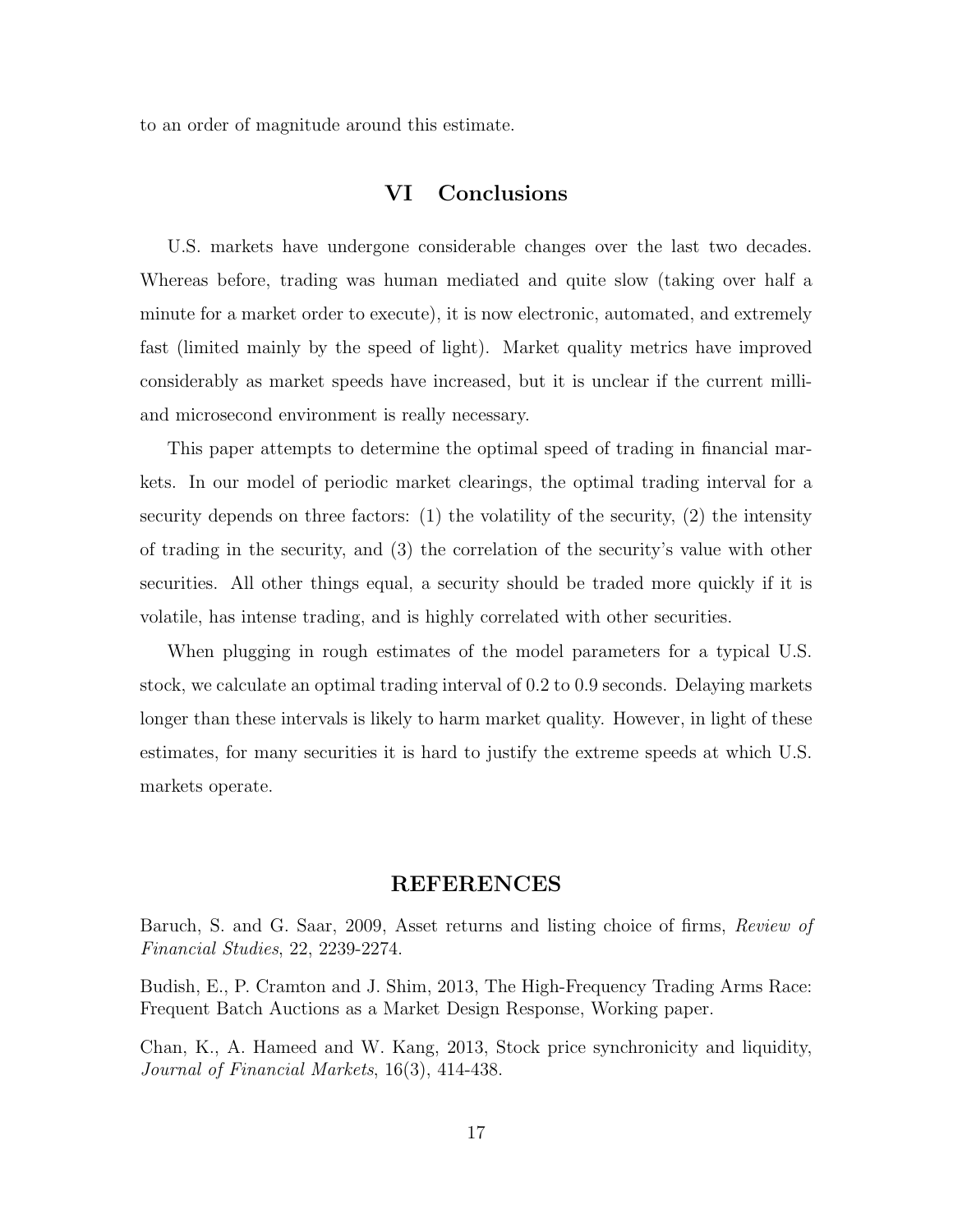to an order of magnitude around this estimate.

## VI Conclusions

U.S. markets have undergone considerable changes over the last two decades. Whereas before, trading was human mediated and quite slow (taking over half a minute for a market order to execute), it is now electronic, automated, and extremely fast (limited mainly by the speed of light). Market quality metrics have improved considerably as market speeds have increased, but it is unclear if the current milli- and microsecond environment is really necessary.

This paper attempts to determine the optimal speed of trading in financial markets. In our model of periodic market clearings, the optimal trading interval for a security depends on three factors: (1) the volatility of the security, (2) the intensity of trading in the security, and (3) the correlation of the security's value with other securities. All other things equal, a security should be traded more quickly if it is volatile, has intense trading, and is highly correlated with other securities.

When plugging in rough estimates of the model parameters for a typical U.S. stock, we calculate an optimal trading interval of 0.2 to 0.9 seconds. Delaying markets longer than these intervals is likely to harm market quality. However, in light of these estimates, for many securities it is hard to justify the extreme speeds at which U.S. markets operate.

## REFERENCES

Baruch, S. and G. Saar, 2009, Asset returns and listing choice of firms, *Review of Financial Studies*, 22, 2239-2274.

Budish, E., P. Cramton and J. Shim, 2013, The High-Frequency Trading Arms Race: Frequent Batch Auctions as a Market Design Response, Working paper.

Chan, K., A. Hameed and W. Kang, 2013, Stock price synchronicity and liquidity, *Journal of Financial Markets*, 16(3), 414-438.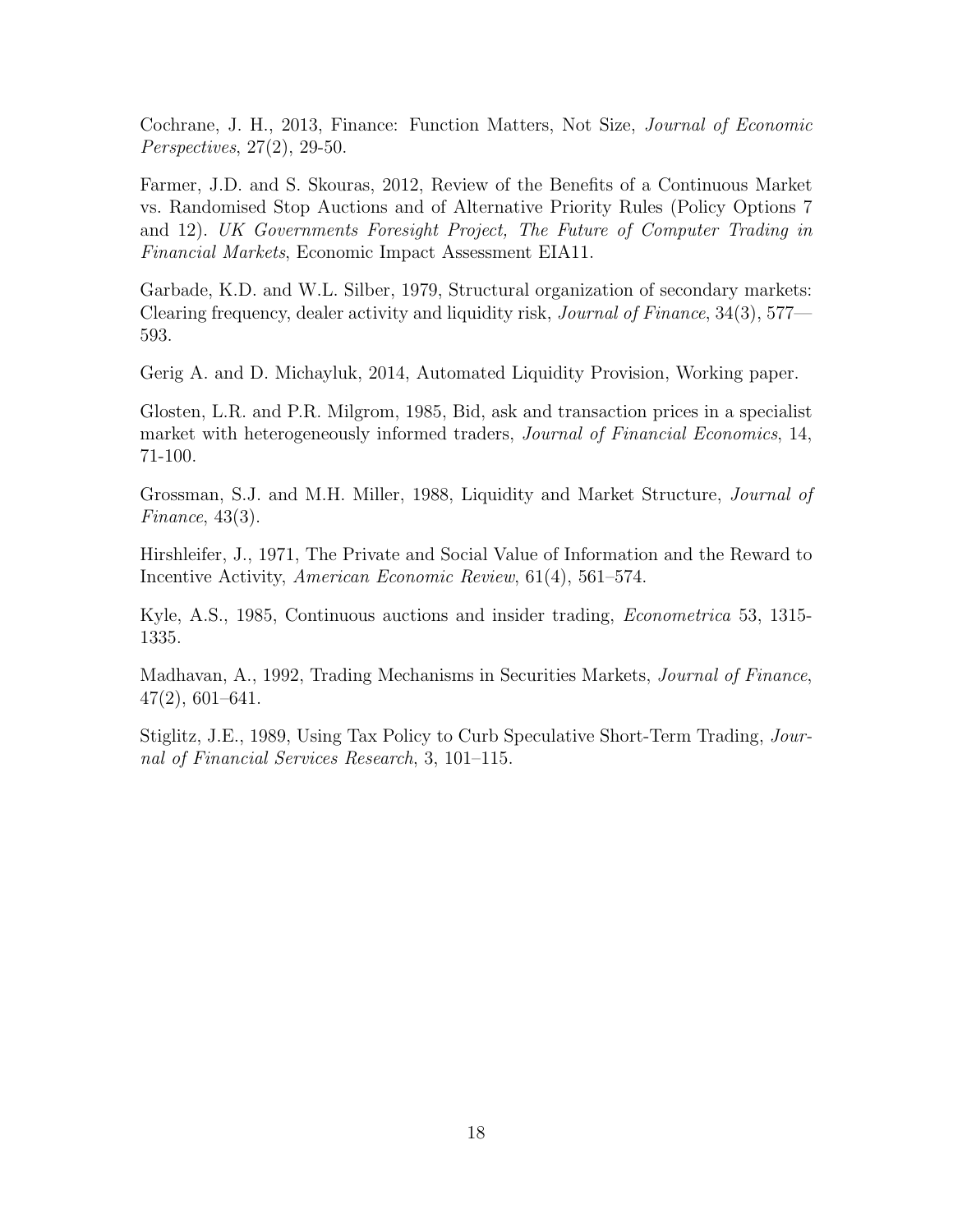Cochrane, J. H., 2013, Finance: Function Matters, Not Size, *Journal of Economic Perspectives*, 27(2), 29-50.

Farmer, J.D. and S. Skouras, 2012, Review of the Benefits of a Continuous Market vs. Randomised Stop Auctions and of Alternative Priority Rules (Policy Options 7 and 12). *UK Governments Foresight Project, The Future of Computer Trading in Financial Markets*, Economic Impact Assessment EIA11.

Garbade, K.D. and W.L. Silber, 1979, Structural organization of secondary markets: Clearing frequency, dealer activity and liquidity risk, *Journal of Finance*, 34(3), 577—593.

Gerig A. and D. Michayluk, 2014, Automated Liquidity Provision, Working paper.

Glosten, L.R. and P.R. Milgrom, 1985, Bid, ask and transaction prices in a specialist market with heterogeneously informed traders, *Journal of Financial Economics*, 14, 71-100.

Grossman, S.J. and M.H. Miller, 1988, Liquidity and Market Structure, *Journal of Finance*, 43(3).

Hirshleifer, J., 1971, The Private and Social Value of Information and the Reward to Incentive Activity, *American Economic Review*, 61(4), 561–574.

Kyle, A.S., 1985, Continuous auctions and insider trading, *Econometrica* 53, 1315-1335.

Madhavan, A., 1992, Trading Mechanisms in Securities Markets, *Journal of Finance*, 47(2), 601–641.

Stiglitz, J.E., 1989, Using Tax Policy to Curb Speculative Short-Term Trading, *Journal of Financial Services Research*, 3, 101–115.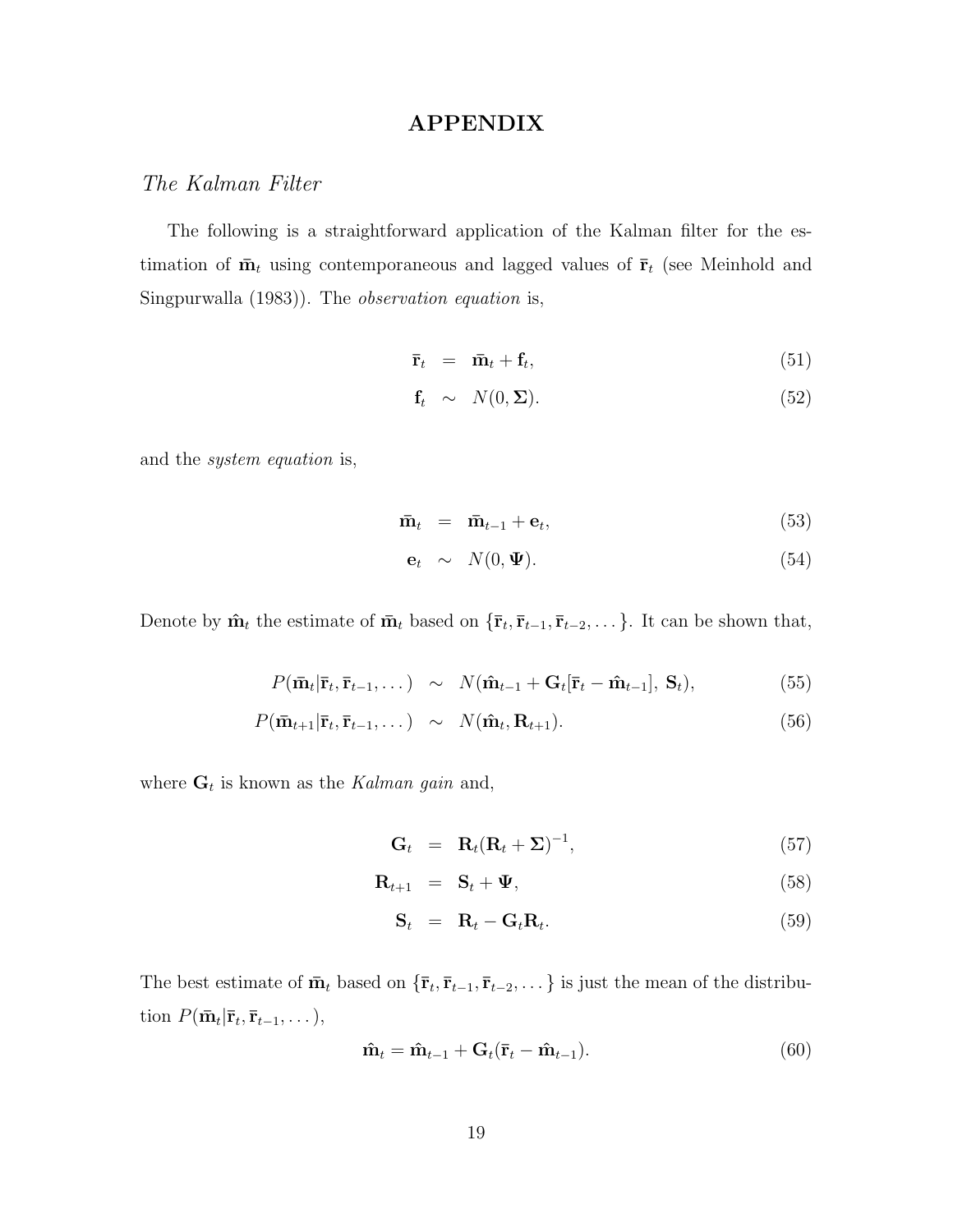# APPENDIX

## *The Kalman Filter*

The following is a straightforward application of the Kalman filter for the estimation of $\bar{\mathbf{m}}_t$ using contemporaneous and lagged values of $\bar{\mathbf{r}}_t$ (see Meinhold and Singpurwalla (1983)). The *observation equation* is,

$$
\begin{aligned}
\bar{\mathbf{r}}_t &= \bar{\mathbf{m}}_t + \mathbf{f}_t, & (51)\\
\mathbf{f}_t &\sim N(0, \mathbf{\Sigma}). & (52)
\end{aligned}
$$

and the *system equation* is,

$$
\begin{aligned}
\bar{\mathbf{m}}_t &= \bar{\mathbf{m}}_{t-1} + \mathbf{e}_t, & (53)\\
\mathbf{e}_t &\sim N(0, \mathbf{\Psi}). & (54)
\end{aligned}
$$

Denote by $\hat{\mathbf{m}}_t$ the estimate of $\bar{\mathbf{m}}_t$ based on $\{\bar{\mathbf{r}}_t, \bar{\mathbf{r}}_{t-1}, \bar{\mathbf{r}}_{t-2}, \dots\}$. It can be shown that,

$$
\begin{aligned}
P(\bar{\mathbf{m}}_t | \bar{\mathbf{r}}_t, \bar{\mathbf{r}}_{t-1}, \dots) &\sim N(\hat{\mathbf{m}}_{t-1} + \mathbf{G}_t[\bar{\mathbf{r}}_t - \hat{\mathbf{m}}_{t-1}],\ \mathbf{S}_t), & (55)\\
P(\bar{\mathbf{m}}_{t+1} | \bar{\mathbf{r}}_t, \bar{\mathbf{r}}_{t-1}, \dots) &\sim N(\hat{\mathbf{m}}_t, \mathbf{R}_{t+1}). & (56)
\end{aligned}
$$

where $\mathbf{G}_t$ is known as the *Kalman gain* and,

$$
\begin{aligned}
\mathbf{G}_t &= \mathbf{R}_t(\mathbf{R}_t + \mathbf{\Sigma})^{-1}, & (57)\\
\mathbf{R}_{t+1} &= \mathbf{S}_t + \mathbf{\Psi}, & (58)\\
\mathbf{S}_t &= \mathbf{R}_t - \mathbf{G}_t\mathbf{R}_t. & (59)
\end{aligned}
$$

The best estimate of $\bar{\mathbf{m}}_t$ based on $\{\bar{\mathbf{r}}_t, \bar{\mathbf{r}}_{t-1}, \bar{\mathbf{r}}_{t-2}, \dots\}$ is just the mean of the distribution $P(\bar{\mathbf{m}}_t | \bar{\mathbf{r}}_t, \bar{\mathbf{r}}_{t-1}, \dots)$,

$$
\hat{\mathbf{m}}_t = \hat{\mathbf{m}}_{t-1} + \mathbf{G}_t(\bar{\mathbf{r}}_t - \hat{\mathbf{m}}_{t-1}). \qquad (60)
$$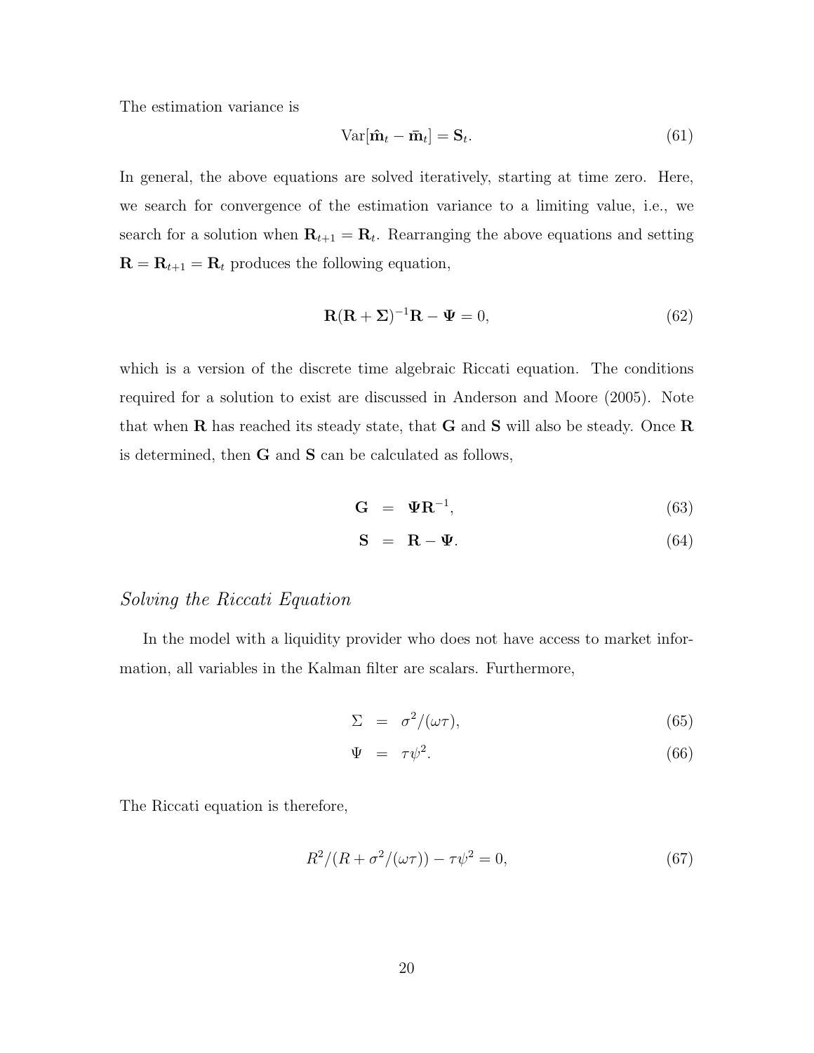The estimation variance is

$$\text{Var}[\hat{\mathbf{m}}_t - \bar{\mathbf{m}}_t] = \mathbf{S}_t. \tag{61}$$

In general, the above equations are solved iteratively, starting at time zero. Here, we search for convergence of the estimation variance to a limiting value, i.e., we search for a solution when $\mathbf{R}_{t+1} = \mathbf{R}_t$. Rearranging the above equations and setting $\mathbf{R} = \mathbf{R}_{t+1} = \mathbf{R}_t$ produces the following equation,

$$\mathbf{R}(\mathbf{R} + \mathbf{\Sigma})^{-1}\mathbf{R} - \mathbf{\Psi} = 0, \tag{62}$$

which is a version of the discrete time algebraic Riccati equation. The conditions required for a solution to exist are discussed in Anderson and Moore (2005). Note that when $\mathbf{R}$ has reached its steady state, that $\mathbf{G}$ and $\mathbf{S}$ will also be steady. Once $\mathbf{R}$ is determined, then $\mathbf{G}$ and $\mathbf{S}$ can be calculated as follows,

$$\mathbf{G} = \mathbf{\Psi}\mathbf{R}^{-1}, \tag{63}$$

$$\mathbf{S} = \mathbf{R} - \mathbf{\Psi}. \tag{64}$$

### *Solving the Riccati Equation*

In the model with a liquidity provider who does not have access to market information, all variables in the Kalman filter are scalars. Furthermore,

$$\Sigma = \sigma^2/(\omega\tau), \tag{65}$$

$$\Psi = \tau\psi^2. \tag{66}$$

The Riccati equation is therefore,

$$R^2/(R + \sigma^2/(\omega\tau)) - \tau\psi^2 = 0, \tag{67}$$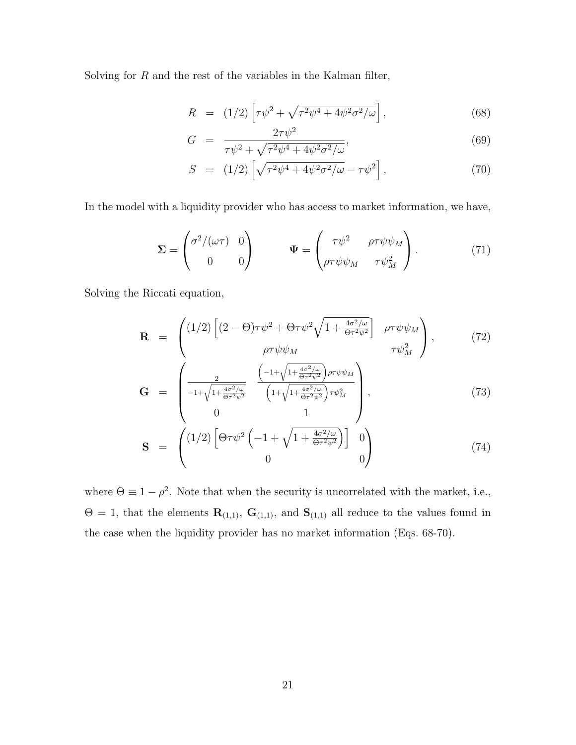Solving for $R$ and the rest of the variables in the Kalman filter,

$$R = (1/2)\left[\tau\psi^2 + \sqrt{\tau^2\psi^4 + 4\psi^2\sigma^2/\omega}\right], \tag{68}$$

$$G = \frac{2\tau\psi^2}{\tau\psi^2 + \sqrt{\tau^2\psi^4 + 4\psi^2\sigma^2/\omega}}, \tag{69}$$

$$S = (1/2)\left[\sqrt{\tau^2\psi^4 + 4\psi^2\sigma^2/\omega} - \tau\psi^2\right], \tag{70}$$

In the model with a liquidity provider who has access to market information, we have,

$$\mathbf{\Sigma} = \begin{pmatrix} \sigma^2/(\omega\tau) & 0 \\ 0 & 0 \end{pmatrix} \qquad \mathbf{\Psi} = \begin{pmatrix} \tau\psi^2 & \rho\tau\psi\psi_M \\ \rho\tau\psi\psi_M & \tau\psi_M^2 \end{pmatrix}. \tag{71}$$

Solving the Riccati equation,

$$\mathbf{R} = \begin{pmatrix} (1/2)\left[(2-\Theta)\tau\psi^2 + \Theta\tau\psi^2\sqrt{1+\frac{4\sigma^2/\omega}{\Theta\tau^2\psi^2}}\right] & \rho\tau\psi\psi_M \\ \rho\tau\psi\psi_M & \tau\psi_M^2 \end{pmatrix}, \tag{72}$$

$$\mathbf{G} = \begin{pmatrix} \frac{2}{-1+\sqrt{1+\frac{4\sigma^2/\omega}{\Theta\tau^2\psi^2}}} & \frac{\left(-1+\sqrt{1+\frac{4\sigma^2/\omega}{\Theta\tau^2\psi^2}}\right)\rho\tau\psi\psi_M}{\left(1+\sqrt{1+\frac{4\sigma^2/\omega}{\Theta\tau^2\psi^2}}\right)\tau\psi_M^2} \\ 0 & 1 \end{pmatrix}, \tag{73}$$

$$\mathbf{S} = \begin{pmatrix} (1/2)\left[\Theta\tau\psi^2\left(-1+\sqrt{1+\frac{4\sigma^2/\omega}{\Theta\tau^2\psi^2}}\right)\right] & 0 \\ 0 & 0 \end{pmatrix} \tag{74}$$

where $\Theta \equiv 1-\rho^2$. Note that when the security is uncorrelated with the market, i.e., $\Theta = 1$, that the elements $\mathbf{R}_{(1,1)}$, $\mathbf{G}_{(1,1)}$, and $\mathbf{S}_{(1,1)}$ all reduce to the values found in the case when the liquidity provider has no market information (Eqs. 68-70).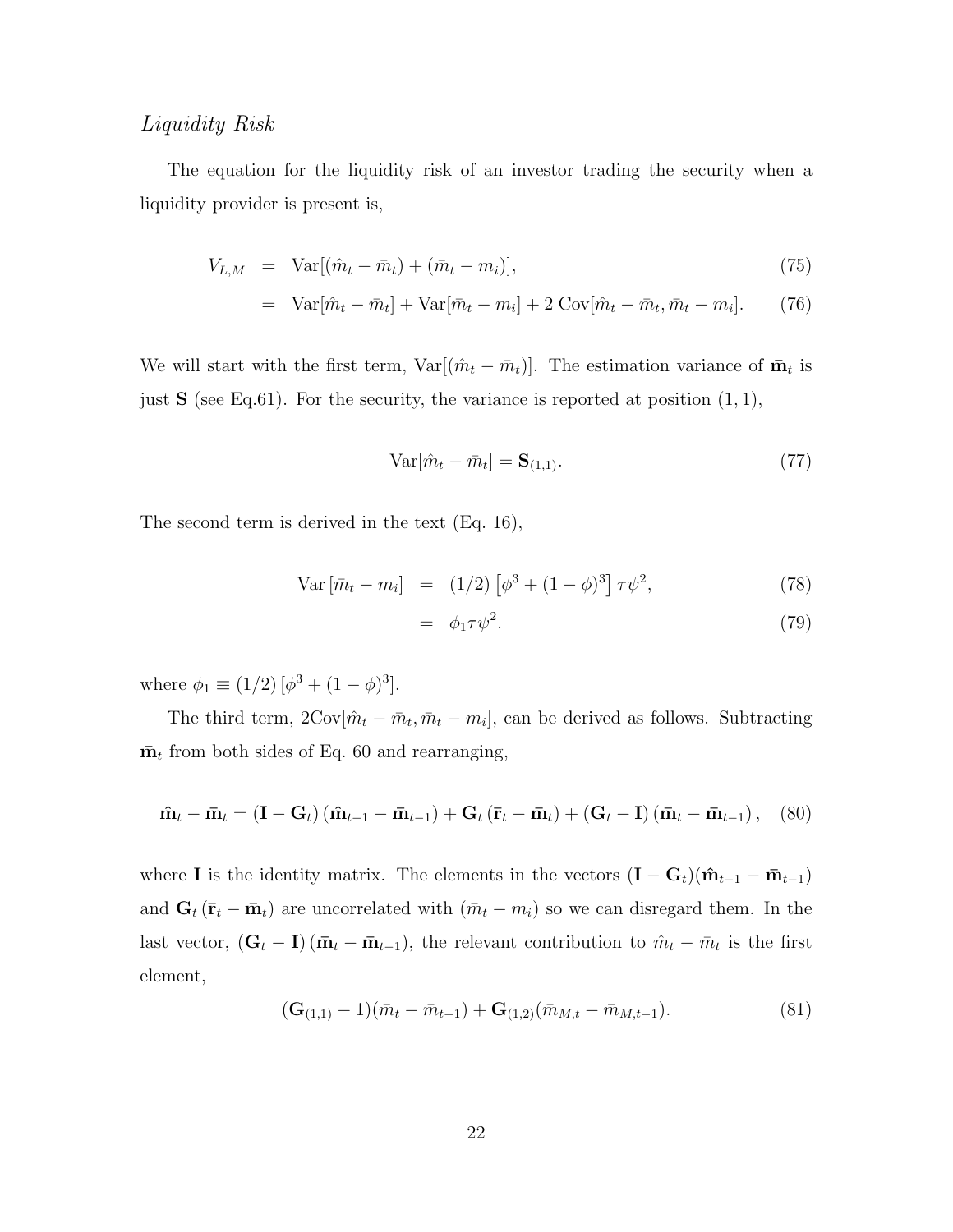### *Liquidity Risk*

The equation for the liquidity risk of an investor trading the security when a liquidity provider is present is,

$$
\begin{aligned}
V_{L,M} &= \operatorname{Var}[(\hat{m}_t - \bar{m}_t) + (\bar{m}_t - m_i)], && (75)\\
&= \operatorname{Var}[\hat{m}_t - \bar{m}_t] + \operatorname{Var}[\bar{m}_t - m_i] + 2\ \operatorname{Cov}[\hat{m}_t - \bar{m}_t, \bar{m}_t - m_i]. && (76)
\end{aligned}
$$

We will start with the first term, $\operatorname{Var}[(\hat{m}_t - \bar{m}_t)]$. The estimation variance of $\bar{\mathbf{m}}_t$ is just $\mathbf{S}$ (see Eq.61). For the security, the variance is reported at position $(1, 1)$,

$$
\operatorname{Var}[\hat{m}_t - \bar{m}_t] = \mathbf{S}_{(1,1)}. \tag{77}
$$

The second term is derived in the text (Eq. 16),

$$
\begin{aligned}
\operatorname{Var}\left[\bar{m}_t - m_i\right] &= (1/2)\left[\phi^3 + (1-\phi)^3\right]\tau\psi^2, && (78)\\
&= \phi_1 \tau \psi^2. && (79)
\end{aligned}
$$

where $\phi_1 \equiv (1/2)\left[\phi^3 + (1-\phi)^3\right]$.

The third term, $2\operatorname{Cov}[\hat{m}_t - \bar{m}_t, \bar{m}_t - m_i]$, can be derived as follows. Subtracting $\bar{\mathbf{m}}_t$ from both sides of Eq. 60 and rearranging,

$$
\hat{\mathbf{m}}_t - \bar{\mathbf{m}}_t = (\mathbf{I} - \mathbf{G}_t)(\hat{\mathbf{m}}_{t-1} - \bar{\mathbf{m}}_{t-1}) + \mathbf{G}_t(\bar{\mathbf{r}}_t - \bar{\mathbf{m}}_t) + (\mathbf{G}_t - \mathbf{I})(\bar{\mathbf{m}}_t - \bar{\mathbf{m}}_{t-1}), \tag{80}
$$

where $\mathbf{I}$ is the identity matrix. The elements in the vectors $(\mathbf{I} - \mathbf{G}_t)(\hat{\mathbf{m}}_{t-1} - \bar{\mathbf{m}}_{t-1})$ and $\mathbf{G}_t(\bar{\mathbf{r}}_t - \bar{\mathbf{m}}_t)$ are uncorrelated with $(\bar{m}_t - m_i)$ so we can disregard them. In the last vector, $(\mathbf{G}_t - \mathbf{I})(\bar{\mathbf{m}}_t - \bar{\mathbf{m}}_{t-1})$, the relevant contribution to $\hat{m}_t - \bar{m}_t$ is the first element,

$$
(\mathbf{G}_{(1,1)} - 1)(\bar{m}_t - \bar{m}_{t-1}) + \mathbf{G}_{(1,2)}(\bar{m}_{M,t} - \bar{m}_{M,t-1}). \tag{81}
$$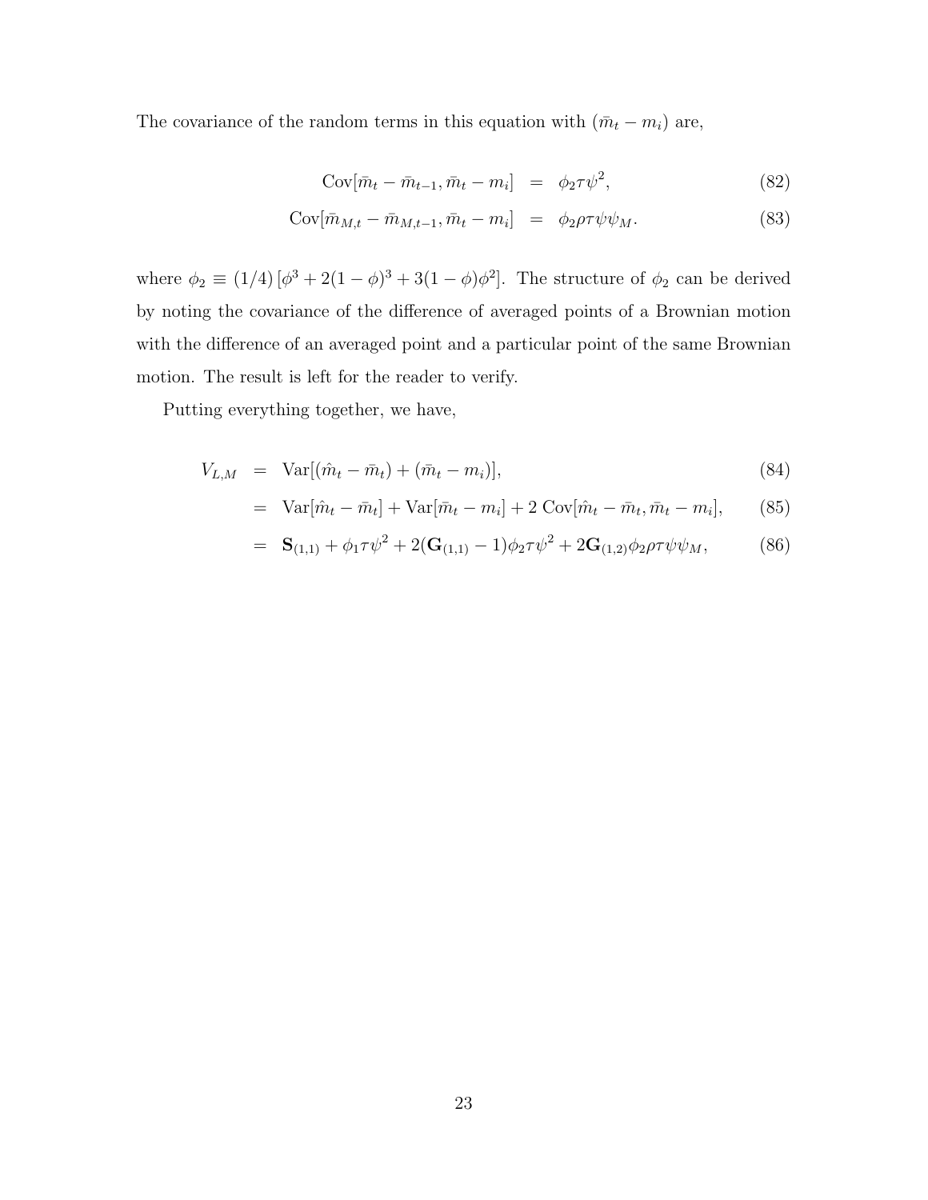The covariance of the random terms in this equation with $(\bar{m}_t - m_i)$ are,

$$
\begin{aligned}
\text{Cov}[\bar{m}_t - \bar{m}_{t-1}, \bar{m}_t - m_i] &= \phi_2 \tau \psi^2, && (82)\\
\text{Cov}[\bar{m}_{M,t} - \bar{m}_{M,t-1}, \bar{m}_t - m_i] &= \phi_2 \rho \tau \psi \psi_M. && (83)
\end{aligned}
$$

where $\phi_2 \equiv (1/4)\,[\phi^3 + 2(1-\phi)^3 + 3(1-\phi)\phi^2]$. The structure of $\phi_2$ can be derived by noting the covariance of the difference of averaged points of a Brownian motion with the difference of an averaged point and a particular point of the same Brownian motion. The result is left for the reader to verify.

Putting everything together, we have,

$$
\begin{aligned}
V_{L,M} &= \text{Var}[(\hat{m}_t - \bar{m}_t) + (\bar{m}_t - m_i)], && (84)\\
&= \text{Var}[\hat{m}_t - \bar{m}_t] + \text{Var}[\bar{m}_t - m_i] + 2\ \text{Cov}[\hat{m}_t - \bar{m}_t, \bar{m}_t - m_i], && (85)\\
&= \mathbf{S}_{(1,1)} + \phi_1 \tau \psi^2 + 2(\mathbf{G}_{(1,1)} - 1)\phi_2 \tau \psi^2 + 2\mathbf{G}_{(1,2)} \phi_2 \rho \tau \psi \psi_M, && (86)
\end{aligned}
$$